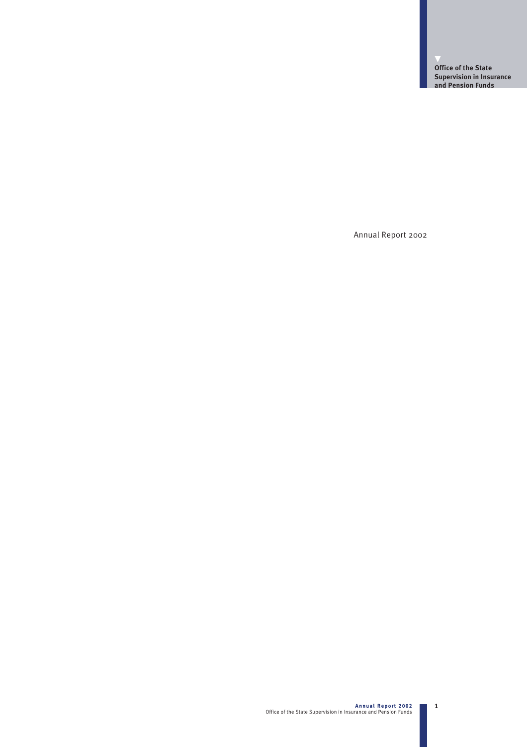**Office of the State Supervision in Insurance and Pension Funds**

Annual Report 2002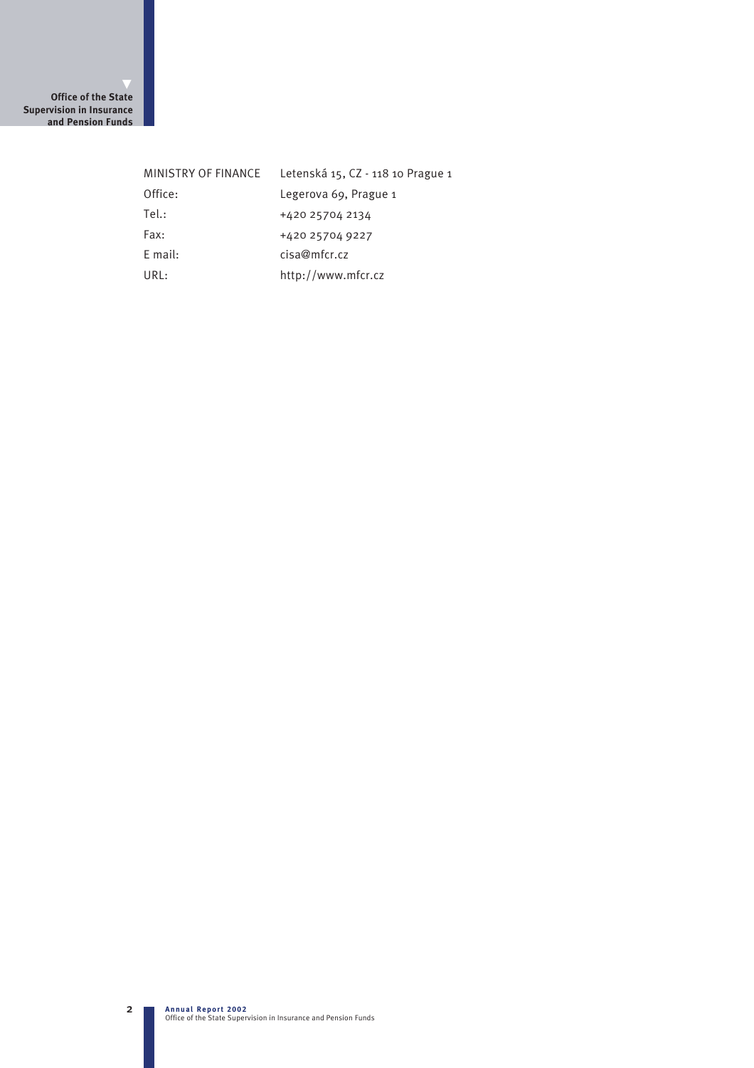| | |
|---|---|
| MINISTRY OF FINANCE | Letenská 15, CZ - 118 10 Prague 1 |
| Office: | Legerova 69, Prague 1 |
| Tel.: | +420 25704 2134 |
| Fax: | +420 25704 9227 |
| E mail: | cisa@mfcr.cz |
| URL: | http://www.mfcr.cz |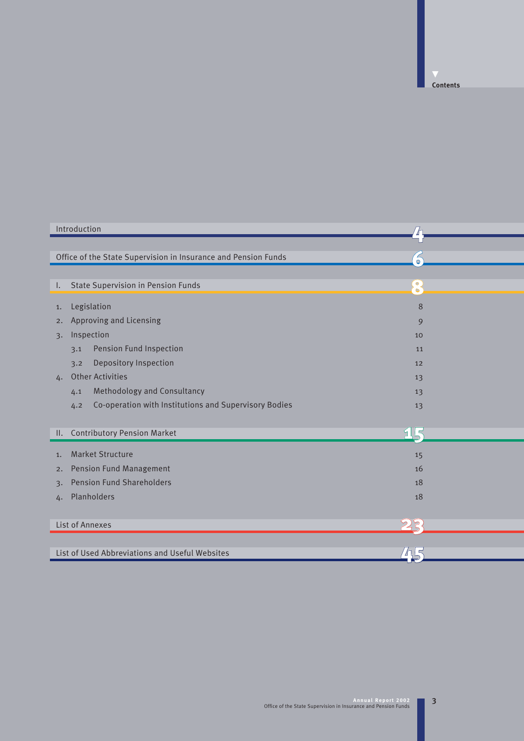# Contents

| | |
|---|---|
| Introduction | 4 |
| Office of the State Supervision in Insurance and Pension Funds | 6 |
| I. State Supervision in Pension Funds | 8 |
| 1. Legislation | 8 |
| 2. Approving and Licensing | 9 |
| 3. Inspection | 10 |
| 3.1 Pension Fund Inspection | 11 |
| 3.2 Depository Inspection | 12 |
| 4. Other Activities | 13 |
| 4.1 Methodology and Consultancy | 13 |
| 4.2 Co-operation with Institutions and Supervisory Bodies | 13 |
| II. Contributory Pension Market | 15 |
| 1. Market Structure | 15 |
| 2. Pension Fund Management | 16 |
| 3. Pension Fund Shareholders | 18 |
| 4. Planholders | 18 |
| List of Annexes | 23 |
| List of Used Abbreviations and Useful Websites | 45 |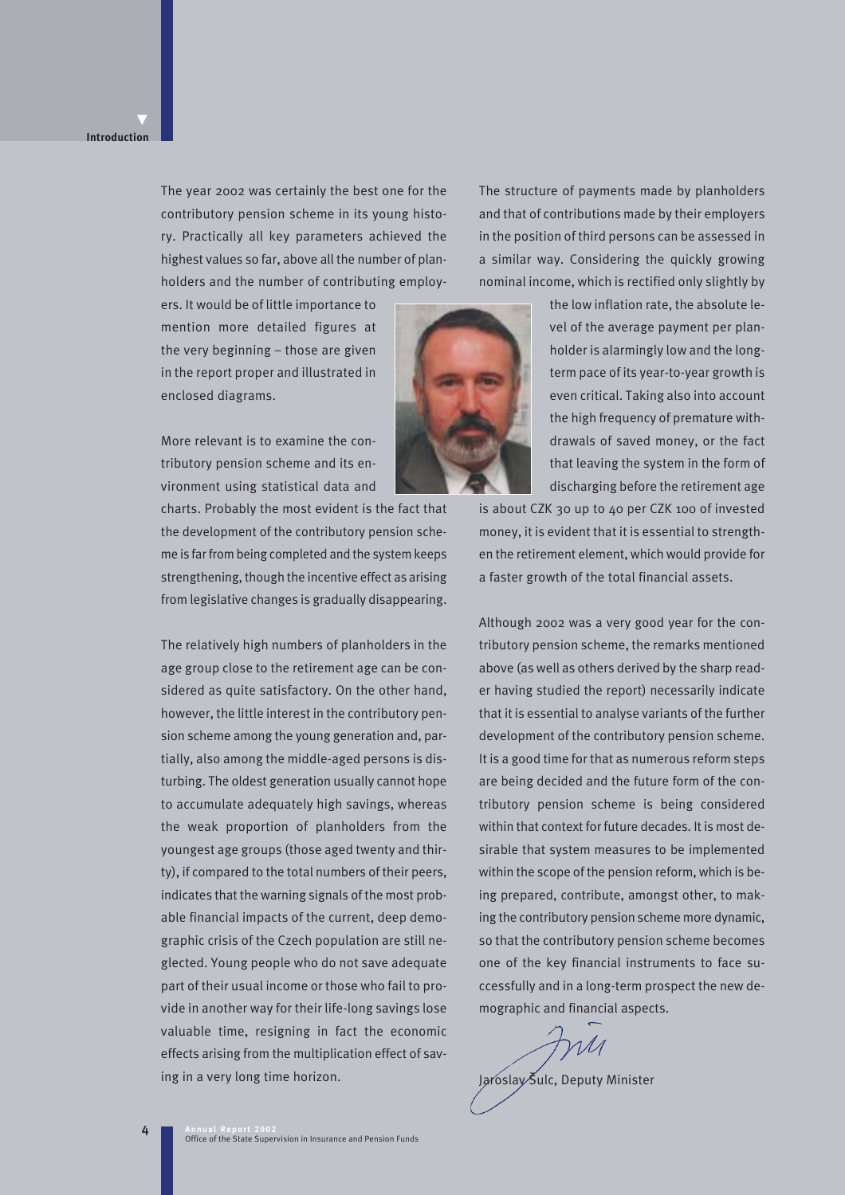# Introduction

The year 2002 was certainly the best one for the contributory pension scheme in its young history. Practically all key parameters achieved the highest values so far, above all the number of planholders and the number of contributing employers. It would be of little importance to mention more detailed figures at the very beginning – those are given in the report proper and illustrated in enclosed diagrams.

More relevant is to examine the contributory pension scheme and its environment using statistical data and charts. Probably the most evident is the fact that the development of the contributory pension scheme is far from being completed and the system keeps strengthening, though the incentive effect as arising from legislative changes is gradually disappearing.

The relatively high numbers of planholders in the age group close to the retirement age can be considered as quite satisfactory. On the other hand, however, the little interest in the contributory pension scheme among the young generation and, partially, also among the middle-aged persons is disturbing. The oldest generation usually cannot hope to accumulate adequately high savings, whereas the weak proportion of planholders from the youngest age groups (those aged twenty and thirty), if compared to the total numbers of their peers, indicates that the warning signals of the most probable financial impacts of the current, deep demographic crisis of the Czech population are still neglected. Young people who do not save adequate part of their usual income or those who fail to provide in another way for their life-long savings lose valuable time, resigning in fact the economic effects arising from the multiplication effect of saving in a very long time horizon.

The structure of payments made by planholders and that of contributions made by their employers in the position of third persons can be assessed in a similar way. Considering the quickly growing nominal income, which is rectified only slightly by the low inflation rate, the absolute level of the average payment per planholder is alarmingly low and the long-term pace of its year-to-year growth is even critical. Taking also into account the high frequency of premature withdrawals of saved money, or the fact that leaving the system in the form of discharging before the retirement age is about CZK 30 up to 40 per CZK 100 of invested money, it is evident that it is essential to strengthen the retirement element, which would provide for a faster growth of the total financial assets.

Although 2002 was a very good year for the contributory pension scheme, the remarks mentioned above (as well as others derived by the sharp reader having studied the report) necessarily indicate that it is essential to analyse variants of the further development of the contributory pension scheme. It is a good time for that as numerous reform steps are being decided and the future form of the contributory pension scheme is being considered within that context for future decades. It is most desirable that system measures to be implemented within the scope of the pension reform, which is being prepared, contribute, amongst other, to making the contributory pension scheme more dynamic, so that the contributory pension scheme becomes one of the key financial instruments to face successfully and in a long-term prospect the new demographic and financial aspects.

Jaroslav Šulc, Deputy Minister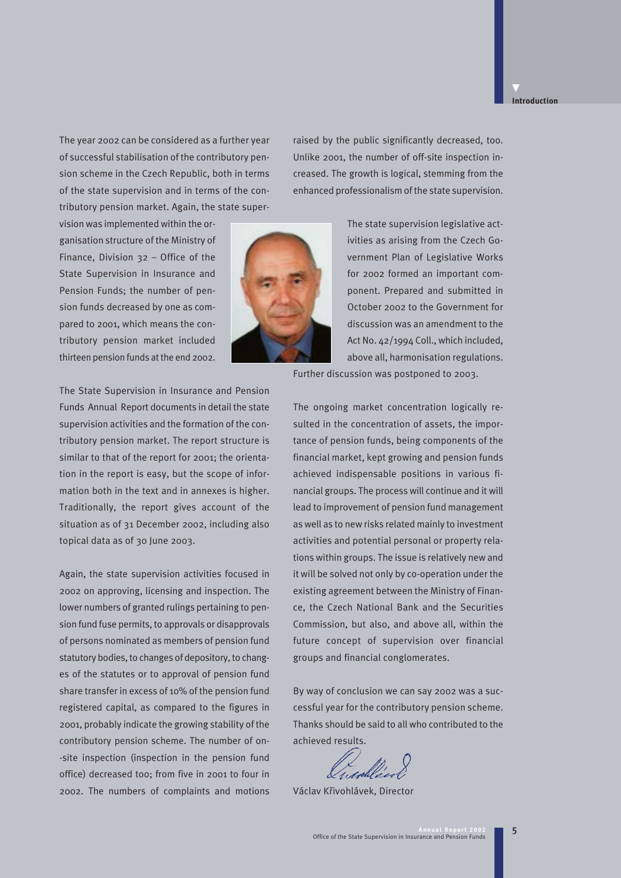## Introduction

The year 2002 can be considered as a further year of successful stabilisation of the contributory pension scheme in the Czech Republic, both in terms of the state supervision and in terms of the contributory pension market. Again, the state supervision was implemented within the organisation structure of the Ministry of Finance, Division 32 – Office of the State Supervision in Insurance and Pension Funds; the number of pension funds decreased by one as compared to 2001, which means the contributory pension market included thirteen pension funds at the end 2002.

The State Supervision in Insurance and Pension Funds Annual Report documents in detail the state supervision activities and the formation of the contributory pension market. The report structure is similar to that of the report for 2001; the orientation in the report is easy, but the scope of information both in the text and in annexes is higher. Traditionally, the report gives account of the situation as of 31 December 2002, including also topical data as of 30 June 2003.

Again, the state supervision activities focused in 2002 on approving, licensing and inspection. The lower numbers of granted rulings pertaining to pension fund fuse permits, to approvals or disapprovals of persons nominated as members of pension fund statutory bodies, to changes of depository, to changes of the statutes or to approval of pension fund share transfer in excess of 10% of the pension fund registered capital, as compared to the figures in 2001, probably indicate the growing stability of the contributory pension scheme. The number of on-site inspection (inspection in the pension fund office) decreased too; from five in 2001 to four in 2002. The numbers of complaints and motions raised by the public significantly decreased, too. Unlike 2001, the number of off-site inspection increased. The growth is logical, stemming from the enhanced professionalism of the state supervision.

The state supervision legislative activities as arising from the Czech Government Plan of Legislative Works for 2002 formed an important component. Prepared and submitted in October 2002 to the Government for discussion was an amendment to the Act No. 42/1994 Coll., which included, above all, harmonisation regulations. Further discussion was postponed to 2003.

The ongoing market concentration logically resulted in the concentration of assets, the importance of pension funds, being components of the financial market, kept growing and pension funds achieved indispensable positions in various financial groups. The process will continue and it will lead to improvement of pension fund management as well as to new risks related mainly to investment activities and potential personal or property relations within groups. The issue is relatively new and it will be solved not only by co-operation under the existing agreement between the Ministry of Finance, the Czech National Bank and the Securities Commission, but also, and above all, within the future concept of supervision over financial groups and financial conglomerates.

By way of conclusion we can say 2002 was a successful year for the contributory pension scheme. Thanks should be said to all who contributed to the achieved results.

Václav Křivohlávek, Director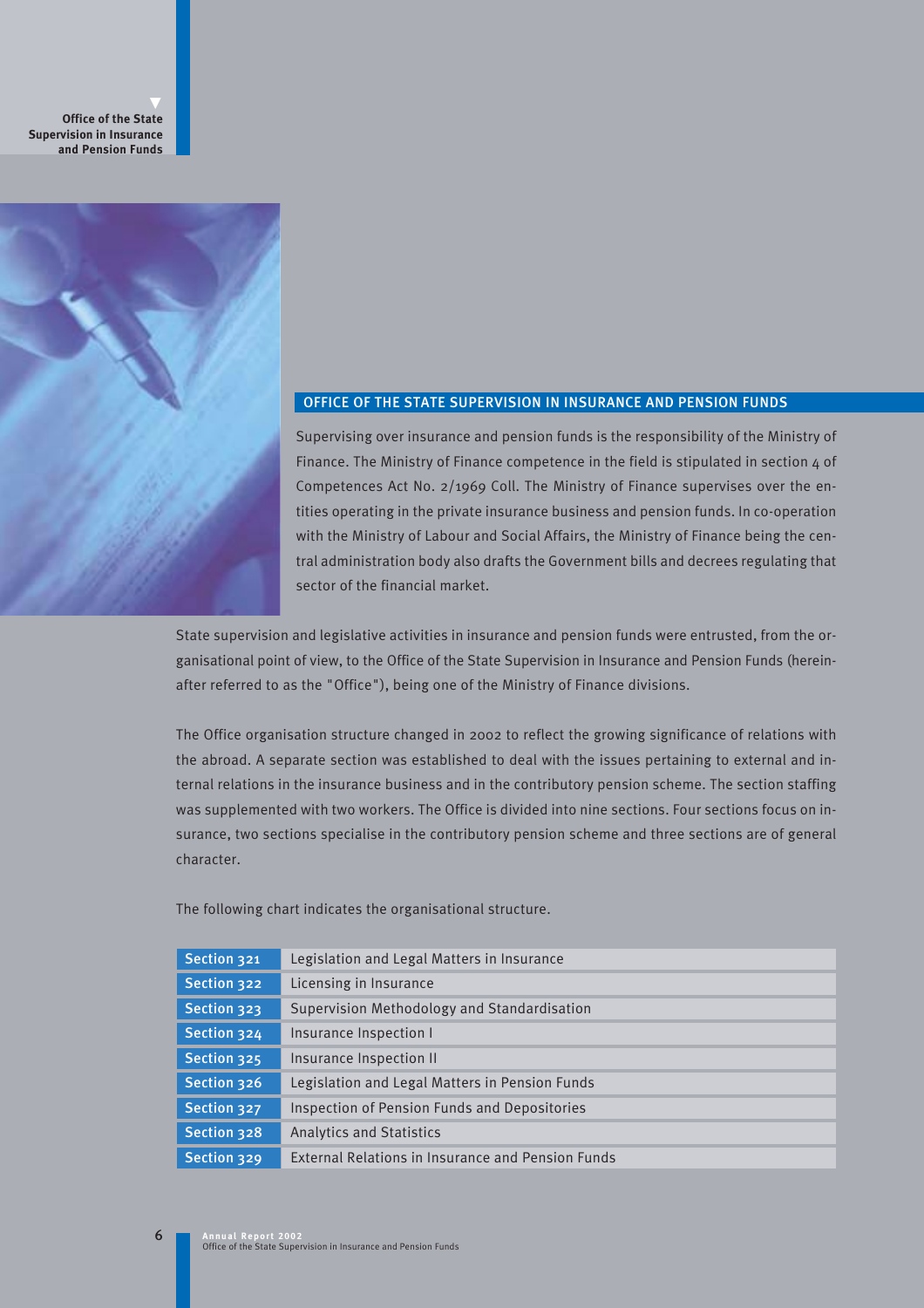## OFFICE OF THE STATE SUPERVISION IN INSURANCE AND PENSION FUNDS

Supervising over insurance and pension funds is the responsibility of the Ministry of Finance. The Ministry of Finance competence in the field is stipulated in section 4 of Competences Act No. 2/1969 Coll. The Ministry of Finance supervises over the entities operating in the private insurance business and pension funds. In co-operation with the Ministry of Labour and Social Affairs, the Ministry of Finance being the central administration body also drafts the Government bills and decrees regulating that sector of the financial market.

State supervision and legislative activities in insurance and pension funds were entrusted, from the organisational point of view, to the Office of the State Supervision in Insurance and Pension Funds (hereinafter referred to as the "Office"), being one of the Ministry of Finance divisions.

The Office organisation structure changed in 2002 to reflect the growing significance of relations with the abroad. A separate section was established to deal with the issues pertaining to external and internal relations in the insurance business and in the contributory pension scheme. The section staffing was supplemented with two workers. The Office is divided into nine sections. Four sections focus on insurance, two sections specialise in the contributory pension scheme and three sections are of general character.

The following chart indicates the organisational structure.

| | |
|---|---|
| Section 321 | Legislation and Legal Matters in Insurance |
| Section 322 | Licensing in Insurance |
| Section 323 | Supervision Methodology and Standardisation |
| Section 324 | Insurance Inspection I |
| Section 325 | Insurance Inspection II |
| Section 326 | Legislation and Legal Matters in Pension Funds |
| Section 327 | Inspection of Pension Funds and Depositories |
| Section 328 | Analytics and Statistics |
| Section 329 | External Relations in Insurance and Pension Funds |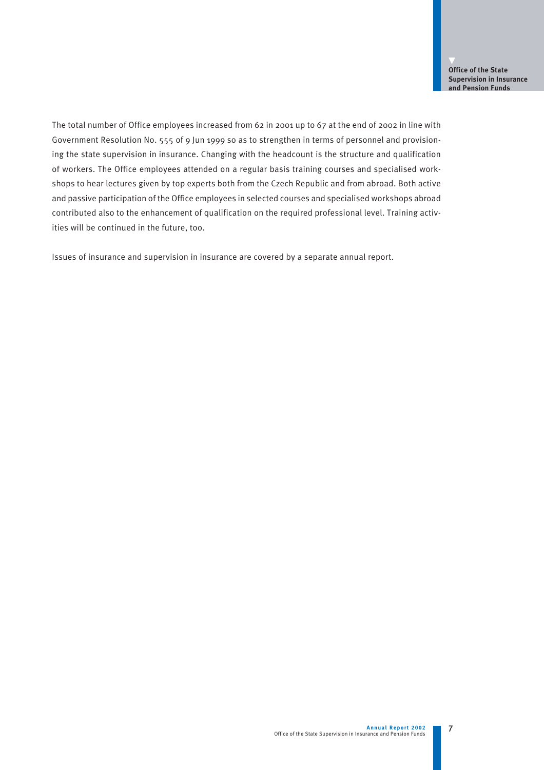The total number of Office employees increased from 62 in 2001 up to 67 at the end of 2002 in line with Government Resolution No. 555 of 9 Jun 1999 so as to strengthen in terms of personnel and provisioning the state supervision in insurance. Changing with the headcount is the structure and qualification of workers. The Office employees attended on a regular basis training courses and specialised workshops to hear lectures given by top experts both from the Czech Republic and from abroad. Both active and passive participation of the Office employees in selected courses and specialised workshops abroad contributed also to the enhancement of qualification on the required professional level. Training activities will be continued in the future, too.

Issues of insurance and supervision in insurance are covered by a separate annual report.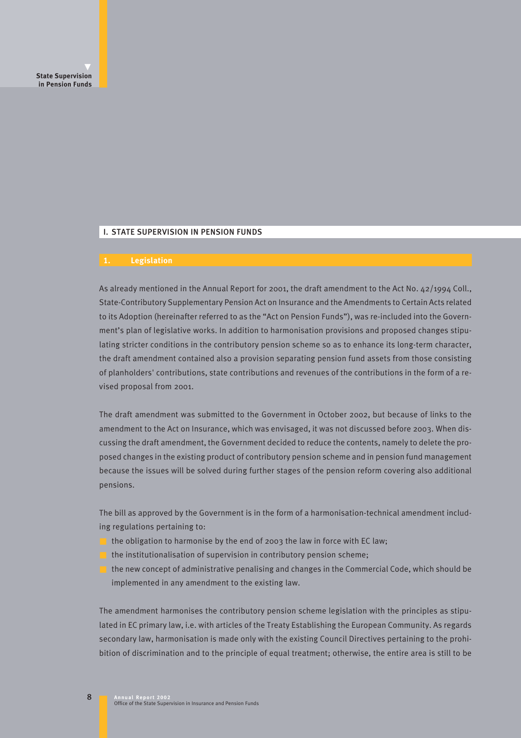# I. STATE SUPERVISION IN PENSION FUNDS

## 1. Legislation

As already mentioned in the Annual Report for 2001, the draft amendment to the Act No. 42/1994 Coll., State-Contributory Supplementary Pension Act on Insurance and the Amendments to Certain Acts related to its Adoption (hereinafter referred to as the "Act on Pension Funds"), was re-included into the Government's plan of legislative works. In addition to harmonisation provisions and proposed changes stipulating stricter conditions in the contributory pension scheme so as to enhance its long-term character, the draft amendment contained also a provision separating pension fund assets from those consisting of planholders' contributions, state contributions and revenues of the contributions in the form of a revised proposal from 2001.

The draft amendment was submitted to the Government in October 2002, but because of links to the amendment to the Act on Insurance, which was envisaged, it was not discussed before 2003. When discussing the draft amendment, the Government decided to reduce the contents, namely to delete the proposed changes in the existing product of contributory pension scheme and in pension fund management because the issues will be solved during further stages of the pension reform covering also additional pensions.

The bill as approved by the Government is in the form of a harmonisation-technical amendment including regulations pertaining to:

- the obligation to harmonise by the end of 2003 the law in force with EC law;
- the institutionalisation of supervision in contributory pension scheme;
- the new concept of administrative penalising and changes in the Commercial Code, which should be implemented in any amendment to the existing law.

The amendment harmonises the contributory pension scheme legislation with the principles as stipulated in EC primary law, i.e. with articles of the Treaty Establishing the European Community. As regards secondary law, harmonisation is made only with the existing Council Directives pertaining to the prohibition of discrimination and to the principle of equal treatment; otherwise, the entire area is still to be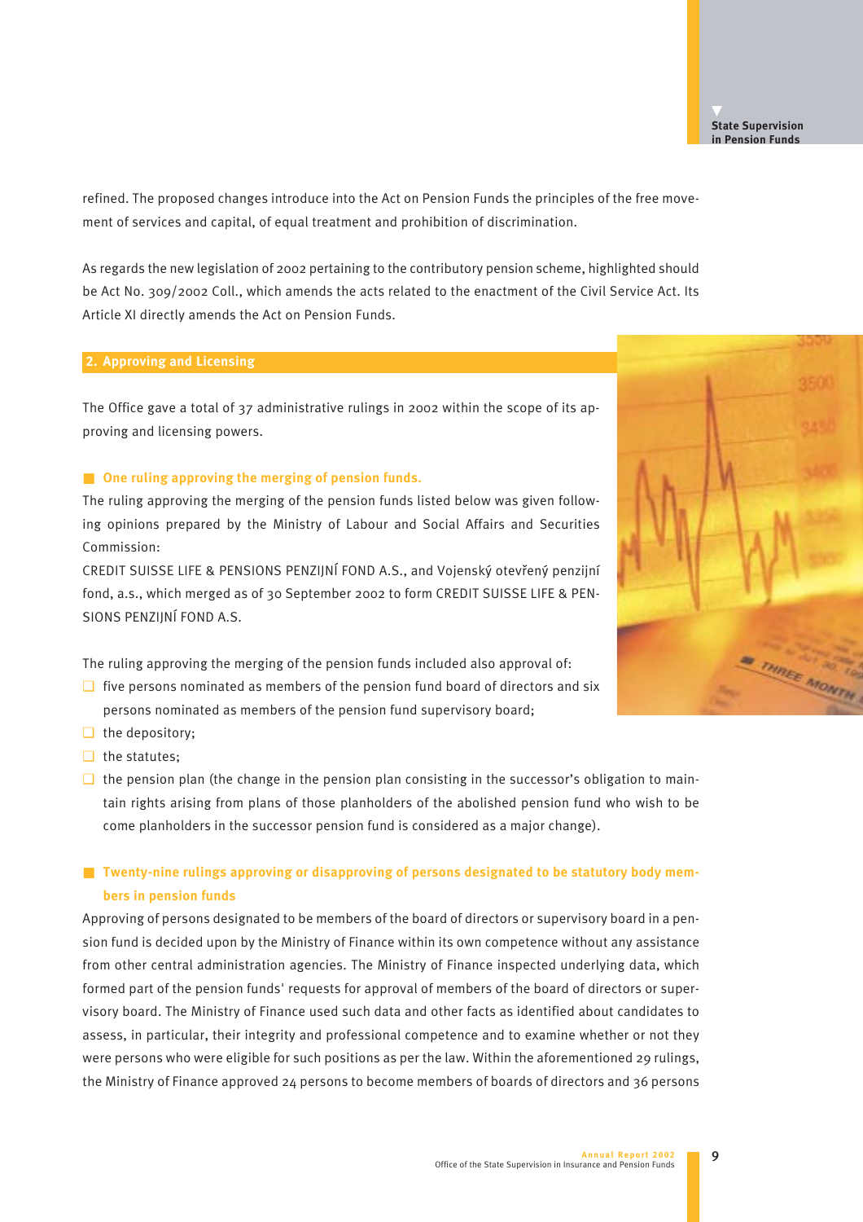refined. The proposed changes introduce into the Act on Pension Funds the principles of the free movement of services and capital, of equal treatment and prohibition of discrimination.

As regards the new legislation of 2002 pertaining to the contributory pension scheme, highlighted should be Act No. 309/2002 Coll., which amends the acts related to the enactment of the Civil Service Act. Its Article XI directly amends the Act on Pension Funds.

## 2. Approving and Licensing

The Office gave a total of 37 administrative rulings in 2002 within the scope of its approving and licensing powers.

### One ruling approving the merging of pension funds.

The ruling approving the merging of the pension funds listed below was given following opinions prepared by the Ministry of Labour and Social Affairs and Securities Commission:

CREDIT SUISSE LIFE & PENSIONS PENZIJNÍ FOND A.S., and Vojenský otevřený penzijní fond, a.s., which merged as of 30 September 2002 to form CREDIT SUISSE LIFE & PENSIONS PENZIJNÍ FOND A.S.

The ruling approving the merging of the pension funds included also approval of:

- five persons nominated as members of the pension fund board of directors and six persons nominated as members of the pension fund supervisory board;
- the depository;
- the statutes;
- the pension plan (the change in the pension plan consisting in the successor's obligation to maintain rights arising from plans of those planholders of the abolished pension fund who wish to become planholders in the successor pension fund is considered as a major change).

### Twenty-nine rulings approving or disapproving of persons designated to be statutory body members in pension funds

Approving of persons designated to be members of the board of directors or supervisory board in a pension fund is decided upon by the Ministry of Finance within its own competence without any assistance from other central administration agencies. The Ministry of Finance inspected underlying data, which formed part of the pension funds' requests for approval of members of the board of directors or supervisory board. The Ministry of Finance used such data and other facts as identified about candidates to assess, in particular, their integrity and professional competence and to examine whether or not they were persons who were eligible for such positions as per the law. Within the aforementioned 29 rulings, the Ministry of Finance approved 24 persons to become members of boards of directors and 36 persons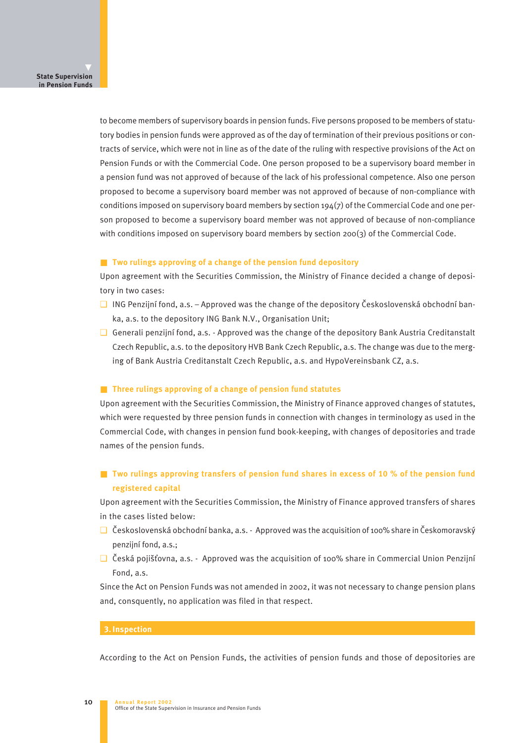to become members of supervisory boards in pension funds. Five persons proposed to be members of statutory bodies in pension funds were approved as of the day of termination of their previous positions or contracts of service, which were not in line as of the date of the ruling with respective provisions of the Act on Pension Funds or with the Commercial Code. One person proposed to be a supervisory board member in a pension fund was not approved of because of the lack of his professional competence. Also one person proposed to become a supervisory board member was not approved of because of non-compliance with conditions imposed on supervisory board members by section 194(7) of the Commercial Code and one person proposed to become a supervisory board member was not approved of because of non-compliance with conditions imposed on supervisory board members by section 200(3) of the Commercial Code.

### Two rulings approving of a change of the pension fund depository

Upon agreement with the Securities Commission, the Ministry of Finance decided a change of depository in two cases:

- ING Penzijní fond, a.s. – Approved was the change of the depository Československá obchodní banka, a.s. to the depository ING Bank N.V., Organisation Unit;
- Generali penzijní fond, a.s. - Approved was the change of the depository Bank Austria Creditanstalt Czech Republic, a.s. to the depository HVB Bank Czech Republic, a.s. The change was due to the merging of Bank Austria Creditanstalt Czech Republic, a.s. and HypoVereinsbank CZ, a.s.

### Three rulings approving of a change of pension fund statutes

Upon agreement with the Securities Commission, the Ministry of Finance approved changes of statutes, which were requested by three pension funds in connection with changes in terminology as used in the Commercial Code, with changes in pension fund book-keeping, with changes of depositories and trade names of the pension funds.

### Two rulings approving transfers of pension fund shares in excess of 10 % of the pension fund registered capital

Upon agreement with the Securities Commission, the Ministry of Finance approved transfers of shares in the cases listed below:

- Československá obchodní banka, a.s. - Approved was the acquisition of 100% share in Českomoravský penzijní fond, a.s.;
- Česká pojišťovna, a.s. - Approved was the acquisition of 100% share in Commercial Union Penzijní Fond, a.s.

Since the Act on Pension Funds was not amended in 2002, it was not necessary to change pension plans and, consquently, no application was filed in that respect.

## 3. Inspection

According to the Act on Pension Funds, the activities of pension funds and those of depositories are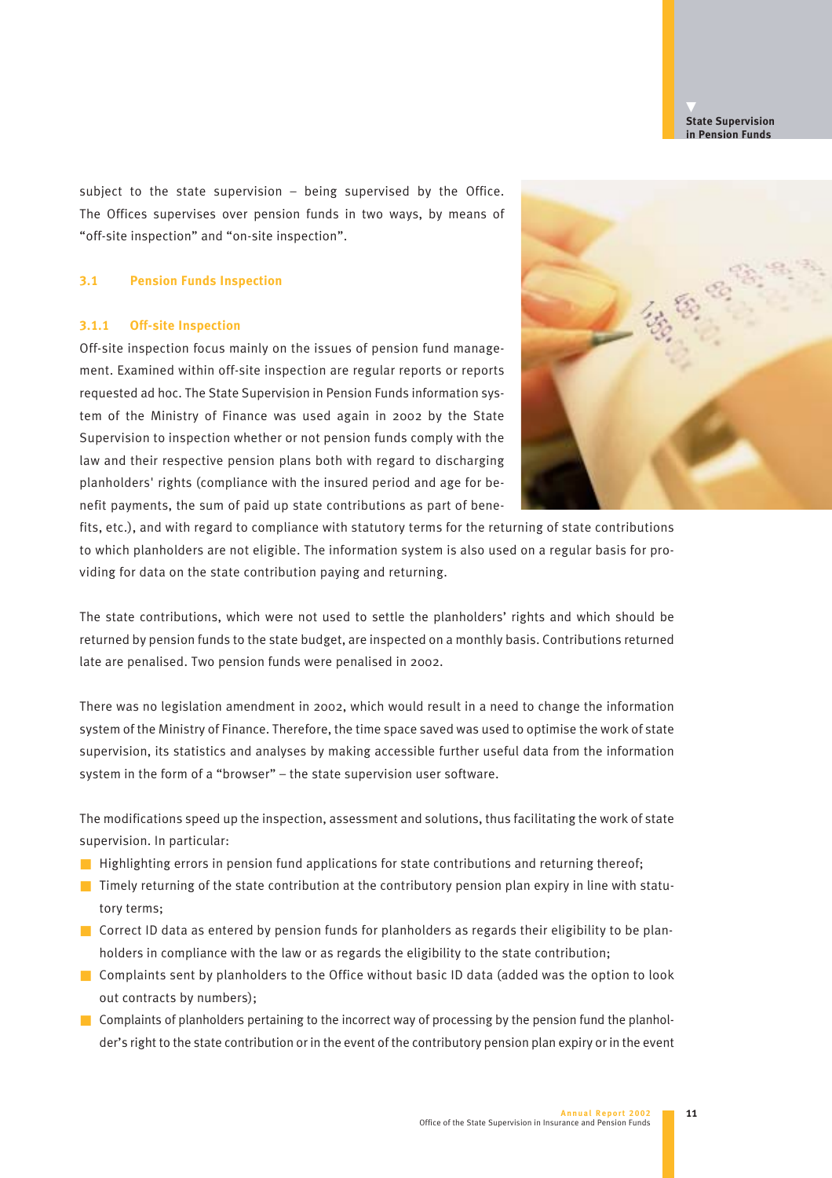subject to the state supervision – being supervised by the Office. The Offices supervises over pension funds in two ways, by means of "off-site inspection" and "on-site inspection".

## 3.1 Pension Funds Inspection

### 3.1.1 Off-site Inspection

Off-site inspection focus mainly on the issues of pension fund management. Examined within off-site inspection are regular reports or reports requested ad hoc. The State Supervision in Pension Funds information system of the Ministry of Finance was used again in 2002 by the State Supervision to inspection whether or not pension funds comply with the law and their respective pension plans both with regard to discharging planholders' rights (compliance with the insured period and age for benefit payments, the sum of paid up state contributions as part of benefits, etc.), and with regard to compliance with statutory terms for the returning of state contributions to which planholders are not eligible. The information system is also used on a regular basis for providing for data on the state contribution paying and returning.

The state contributions, which were not used to settle the planholders' rights and which should be returned by pension funds to the state budget, are inspected on a monthly basis. Contributions returned late are penalised. Two pension funds were penalised in 2002.

There was no legislation amendment in 2002, which would result in a need to change the information system of the Ministry of Finance. Therefore, the time space saved was used to optimise the work of state supervision, its statistics and analyses by making accessible further useful data from the information system in the form of a "browser" – the state supervision user software.

The modifications speed up the inspection, assessment and solutions, thus facilitating the work of state supervision. In particular:

- Highlighting errors in pension fund applications for state contributions and returning thereof;
- Timely returning of the state contribution at the contributory pension plan expiry in line with statutory terms;
- Correct ID data as entered by pension funds for planholders as regards their eligibility to be planholders in compliance with the law or as regards the eligibility to the state contribution;
- Complaints sent by planholders to the Office without basic ID data (added was the option to look out contracts by numbers);
- Complaints of planholders pertaining to the incorrect way of processing by the pension fund the planholder's right to the state contribution or in the event of the contributory pension plan expiry or in the event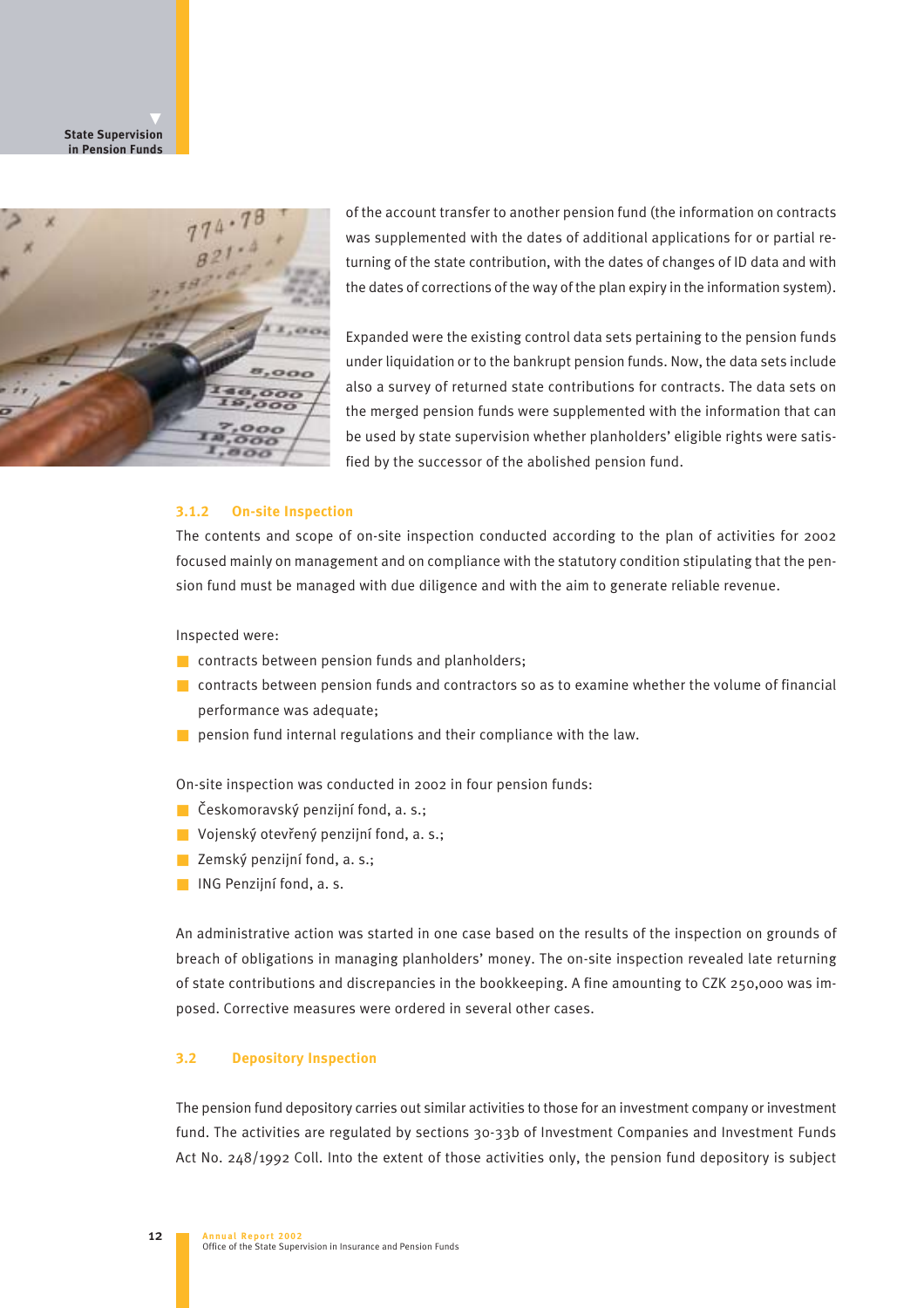of the account transfer to another pension fund (the information on contracts was supplemented with the dates of additional applications for or partial returning of the state contribution, with the dates of changes of ID data and with the dates of corrections of the way of the plan expiry in the information system).

Expanded were the existing control data sets pertaining to the pension funds under liquidation or to the bankrupt pension funds. Now, the data sets include also a survey of returned state contributions for contracts. The data sets on the merged pension funds were supplemented with the information that can be used by state supervision whether planholders' eligible rights were satisfied by the successor of the abolished pension fund.

### 3.1.2 On-site Inspection

The contents and scope of on-site inspection conducted according to the plan of activities for 2002 focused mainly on management and on compliance with the statutory condition stipulating that the pension fund must be managed with due diligence and with the aim to generate reliable revenue.

Inspected were:

- contracts between pension funds and planholders;
- contracts between pension funds and contractors so as to examine whether the volume of financial performance was adequate;
- pension fund internal regulations and their compliance with the law.

On-site inspection was conducted in 2002 in four pension funds:

- Českomoravský penzijní fond, a. s.;
- Vojenský otevřený penzijní fond, a. s.;
- Zemský penzijní fond, a. s.;
- ING Penzijní fond, a. s.

An administrative action was started in one case based on the results of the inspection on grounds of breach of obligations in managing planholders' money. The on-site inspection revealed late returning of state contributions and discrepancies in the bookkeeping. A fine amounting to CZK 250,000 was imposed. Corrective measures were ordered in several other cases.

## 3.2 Depository Inspection

The pension fund depository carries out similar activities to those for an investment company or investment fund. The activities are regulated by sections 30-33b of Investment Companies and Investment Funds Act No. 248/1992 Coll. Into the extent of those activities only, the pension fund depository is subject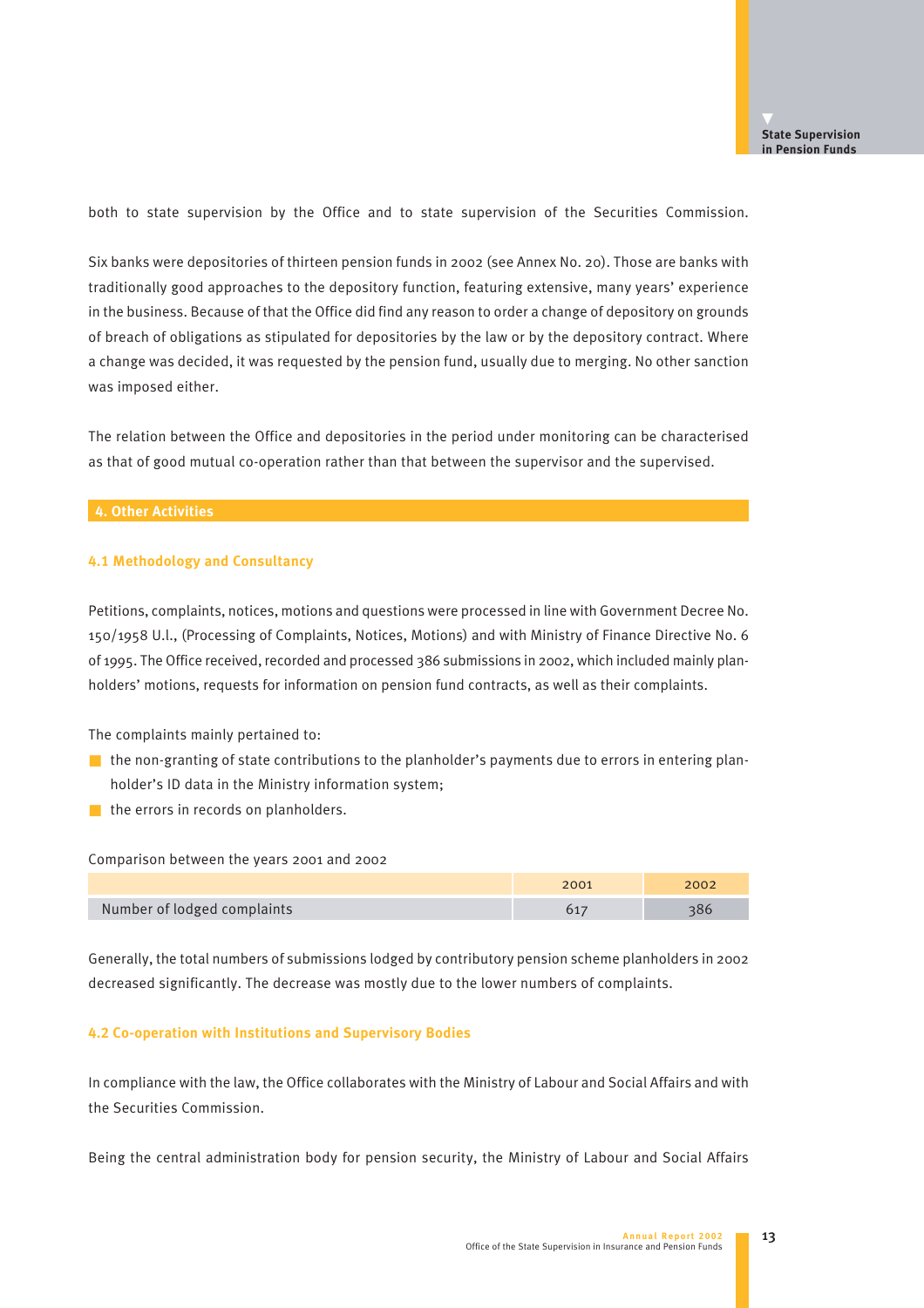both to state supervision by the Office and to state supervision of the Securities Commission.

Six banks were depositories of thirteen pension funds in 2002 (see Annex No. 20). Those are banks with traditionally good approaches to the depository function, featuring extensive, many years' experience in the business. Because of that the Office did find any reason to order a change of depository on grounds of breach of obligations as stipulated for depositories by the law or by the depository contract. Where a change was decided, it was requested by the pension fund, usually due to merging. No other sanction was imposed either.

The relation between the Office and depositories in the period under monitoring can be characterised as that of good mutual co-operation rather than that between the supervisor and the supervised.

## 4. Other Activities

### 4.1 Methodology and Consultancy

Petitions, complaints, notices, motions and questions were processed in line with Government Decree No. 150/1958 U.l., (Processing of Complaints, Notices, Motions) and with Ministry of Finance Directive No. 6 of 1995. The Office received, recorded and processed 386 submissions in 2002, which included mainly planholders' motions, requests for information on pension fund contracts, as well as their complaints.

The complaints mainly pertained to:

- the non-granting of state contributions to the planholder's payments due to errors in entering planholder's ID data in the Ministry information system;
- the errors in records on planholders.

Comparison between the years 2001 and 2002

| | 2001 | 2002 |
|---|---|---|
| Number of lodged complaints | 617 | 386 |

Generally, the total numbers of submissions lodged by contributory pension scheme planholders in 2002 decreased significantly. The decrease was mostly due to the lower numbers of complaints.

### 4.2 Co-operation with Institutions and Supervisory Bodies

In compliance with the law, the Office collaborates with the Ministry of Labour and Social Affairs and with the Securities Commission.

Being the central administration body for pension security, the Ministry of Labour and Social Affairs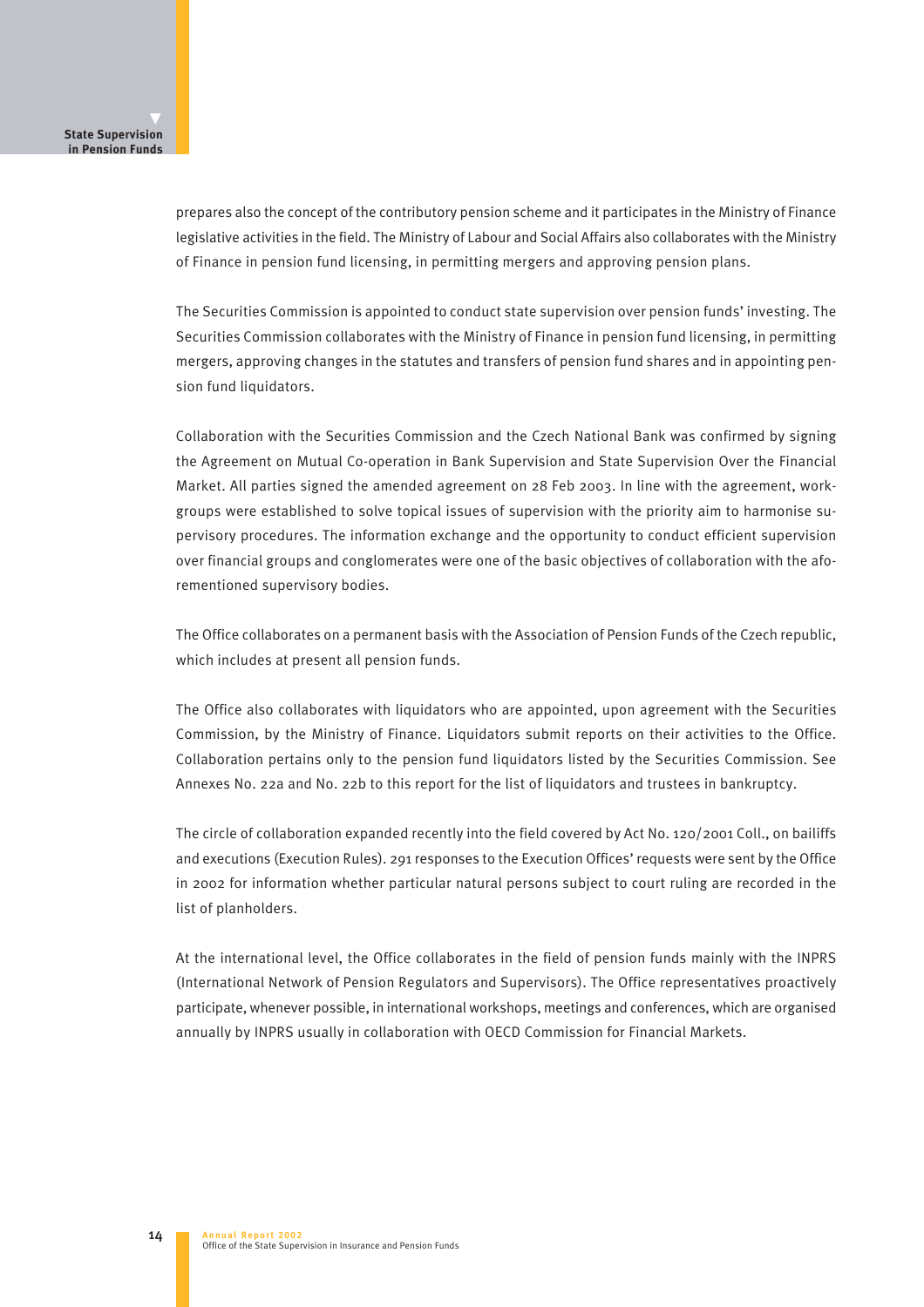prepares also the concept of the contributory pension scheme and it participates in the Ministry of Finance legislative activities in the field. The Ministry of Labour and Social Affairs also collaborates with the Ministry of Finance in pension fund licensing, in permitting mergers and approving pension plans.

The Securities Commission is appointed to conduct state supervision over pension funds' investing. The Securities Commission collaborates with the Ministry of Finance in pension fund licensing, in permitting mergers, approving changes in the statutes and transfers of pension fund shares and in appointing pension fund liquidators.

Collaboration with the Securities Commission and the Czech National Bank was confirmed by signing the Agreement on Mutual Co-operation in Bank Supervision and State Supervision Over the Financial Market. All parties signed the amended agreement on 28 Feb 2003. In line with the agreement, workgroups were established to solve topical issues of supervision with the priority aim to harmonise supervisory procedures. The information exchange and the opportunity to conduct efficient supervision over financial groups and conglomerates were one of the basic objectives of collaboration with the aforementioned supervisory bodies.

The Office collaborates on a permanent basis with the Association of Pension Funds of the Czech republic, which includes at present all pension funds.

The Office also collaborates with liquidators who are appointed, upon agreement with the Securities Commission, by the Ministry of Finance. Liquidators submit reports on their activities to the Office. Collaboration pertains only to the pension fund liquidators listed by the Securities Commission. See Annexes No. 22a and No. 22b to this report for the list of liquidators and trustees in bankruptcy.

The circle of collaboration expanded recently into the field covered by Act No. 120/2001 Coll., on bailiffs and executions (Execution Rules). 291 responses to the Execution Offices' requests were sent by the Office in 2002 for information whether particular natural persons subject to court ruling are recorded in the list of planholders.

At the international level, the Office collaborates in the field of pension funds mainly with the INPRS (International Network of Pension Regulators and Supervisors). The Office representatives proactively participate, whenever possible, in international workshops, meetings and conferences, which are organised annually by INPRS usually in collaboration with OECD Commission for Financial Markets.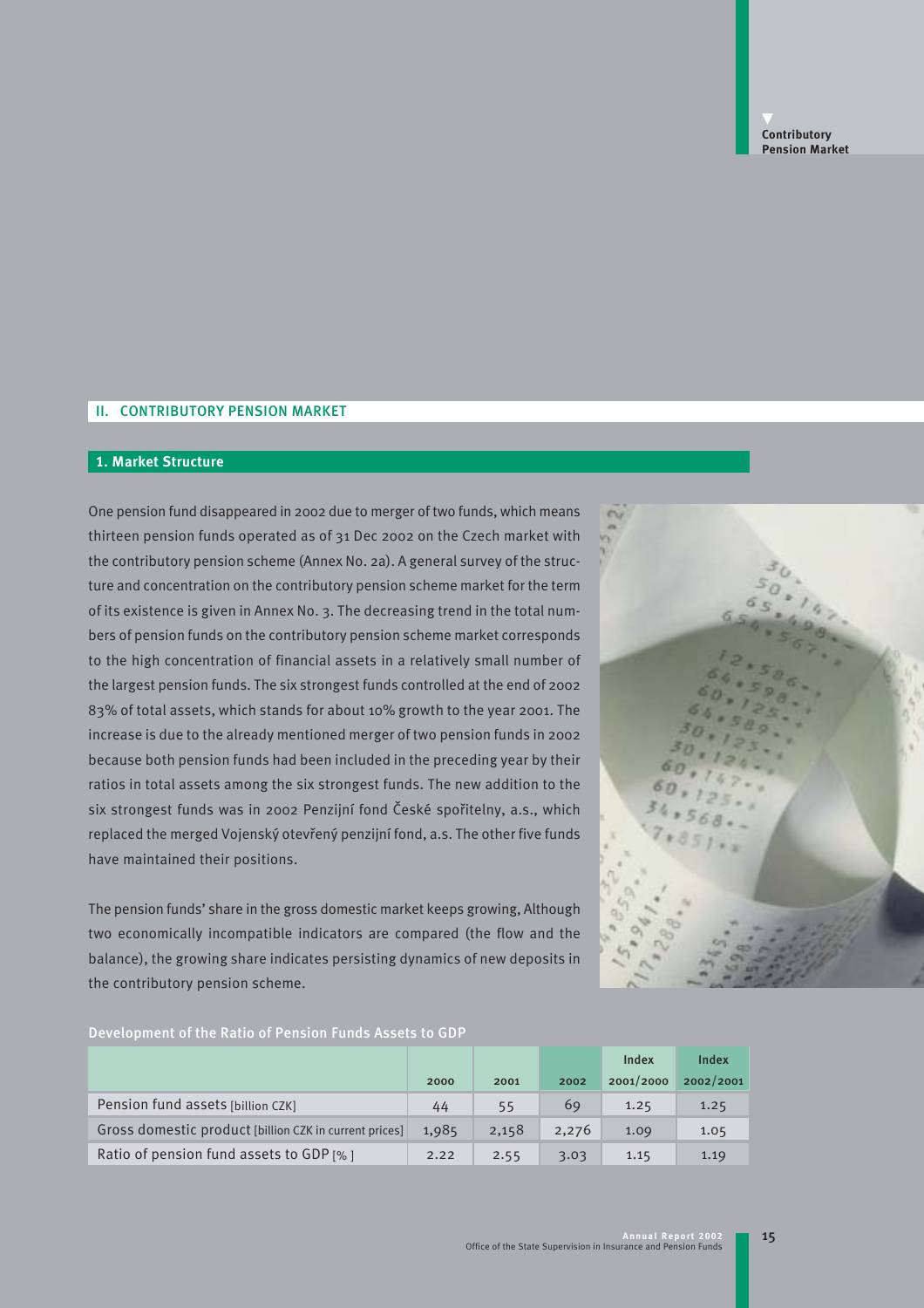## II. CONTRIBUTORY PENSION MARKET

### 1. Market Structure

One pension fund disappeared in 2002 due to merger of two funds, which means thirteen pension funds operated as of 31 Dec 2002 on the Czech market with the contributory pension scheme (Annex No. 2a). A general survey of the structure and concentration on the contributory pension scheme market for the term of its existence is given in Annex No. 3. The decreasing trend in the total numbers of pension funds on the contributory pension scheme market corresponds to the high concentration of financial assets in a relatively small number of the largest pension funds. The six strongest funds controlled at the end of 2002 83% of total assets, which stands for about 10% growth to the year 2001. The increase is due to the already mentioned merger of two pension funds in 2002 because both pension funds had been included in the preceding year by their ratios in total assets among the six strongest funds. The new addition to the six strongest funds was in 2002 Penzijní fond České spořitelny, a.s., which replaced the merged Vojenský otevřený penzijní fond, a.s. The other five funds have maintained their positions.

The pension funds' share in the gross domestic market keeps growing, Although two economically incompatible indicators are compared (the flow and the balance), the growing share indicates persisting dynamics of new deposits in the contributory pension scheme.

Development of the Ratio of Pension Funds Assets to GDP

| | 2000 | 2001 | 2002 | Index 2001/2000 | Index 2002/2001 |
|---|---|---|---|---|---|
| Pension fund assets [billion CZK] | 44 | 55 | 69 | 1.25 | 1.25 |
| Gross domestic product [billion CZK in current prices] | 1,985 | 2,158 | 2,276 | 1.09 | 1.05 |
| Ratio of pension fund assets to GDP [% ] | 2.22 | 2.55 | 3.03 | 1.15 | 1.19 |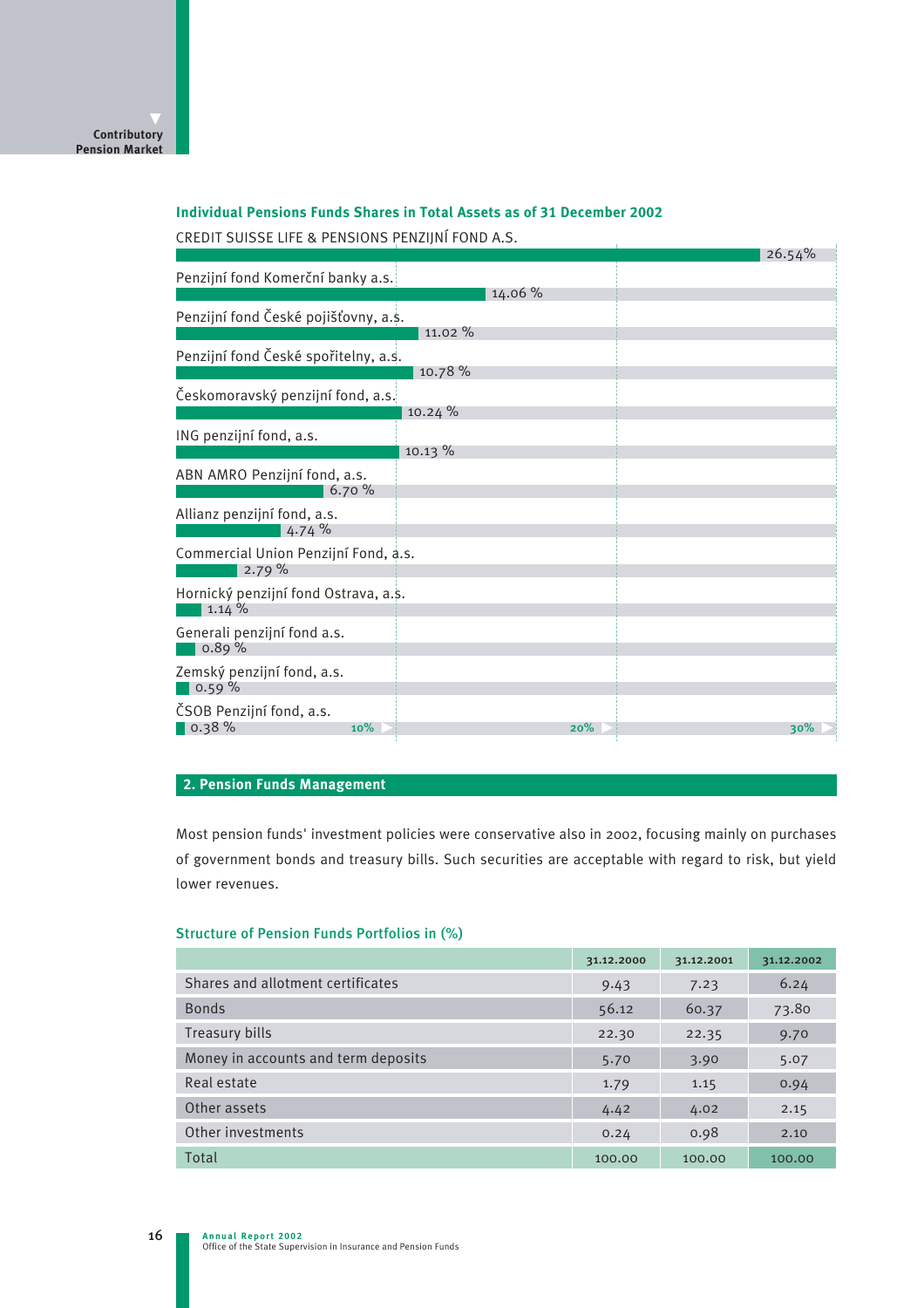### Individual Pensions Funds Shares in Total Assets as of 31 December 2002

| Pension fund | Share |
|---|---|
| CREDIT SUISSE LIFE & PENSIONS PENZIJNÍ FOND A.S. | 26.54% |
| Penzijní fond Komerční banky a.s. | 14.06 % |
| Penzijní fond České pojišťovny, a.s. | 11.02 % |
| Penzijní fond České spořitelny, a.s. | 10.78 % |
| Českomoravský penzijní fond, a.s. | 10.24 % |
| ING penzijní fond, a.s. | 10.13 % |
| ABN AMRO Penzijní fond, a.s. | 6.70 % |
| Allianz penzijní fond, a.s. | 4.74 % |
| Commercial Union Penzijní Fond, a.s. | 2.79 % |
| Hornický penzijní fond Ostrava, a.s. | 1.14 % |
| Generali penzijní fond a.s. | 0.89 % |
| Zemský penzijní fond, a.s. | 0.59 % |
| ČSOB Penzijní fond, a.s. | 0.38 % |

## 2. Pension Funds Management

Most pension funds' investment policies were conservative also in 2002, focusing mainly on purchases of government bonds and treasury bills. Such securities are acceptable with regard to risk, but yield lower revenues.

### Structure of Pension Funds Portfolios in (%)

| | 31.12.2000 | 31.12.2001 | 31.12.2002 |
|---|---|---|---|
| Shares and allotment certificates | 9.43 | 7.23 | 6.24 |
| Bonds | 56.12 | 60.37 | 73.80 |
| Treasury bills | 22.30 | 22.35 | 9.70 |
| Money in accounts and term deposits | 5.70 | 3.90 | 5.07 |
| Real estate | 1.79 | 1.15 | 0.94 |
| Other assets | 4.42 | 4.02 | 2.15 |
| Other investments | 0.24 | 0.98 | 2.10 |
| Total | 100.00 | 100.00 | 100.00 |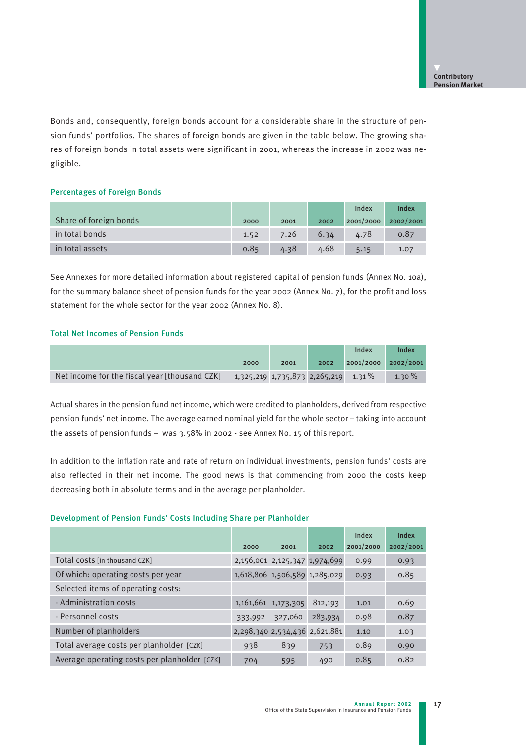Bonds and, consequently, foreign bonds account for a considerable share in the structure of pension funds' portfolios. The shares of foreign bonds are given in the table below. The growing shares of foreign bonds in total assets were significant in 2001, whereas the increase in 2002 was negligible.

### Percentages of Foreign Bonds

| Share of foreign bonds | 2000 | 2001 | 2002 | Index 2001/2000 | Index 2002/2001 |
|---|---|---|---|---|---|
| in total bonds | 1.52 | 7.26 | 6.34 | 4.78 | 0.87 |
| in total assets | 0.85 | 4.38 | 4.68 | 5.15 | 1.07 |

See Annexes for more detailed information about registered capital of pension funds (Annex No. 10a), for the summary balance sheet of pension funds for the year 2002 (Annex No. 7), for the profit and loss statement for the whole sector for the year 2002 (Annex No. 8).

### Total Net Incomes of Pension Funds

| | 2000 | 2001 | 2002 | Index 2001/2000 | Index 2002/2001 |
|---|---|---|---|---|---|
| Net income for the fiscal year [thousand CZK] | 1,325,219 | 1,735,873 | 2,265,219 | 1.31 % | 1.30 % |

Actual shares in the pension fund net income, which were credited to planholders, derived from respective pension funds' net income. The average earned nominal yield for the whole sector – taking into account the assets of pension funds – was 3.58% in 2002 - see Annex No. 15 of this report.

In addition to the inflation rate and rate of return on individual investments, pension funds' costs are also reflected in their net income. The good news is that commencing from 2000 the costs keep decreasing both in absolute terms and in the average per planholder.

### Development of Pension Funds' Costs Including Share per Planholder

| | 2000 | 2001 | 2002 | Index 2001/2000 | Index 2002/2001 |
|---|---|---|---|---|---|
| Total costs [in thousand CZK] | 2,156,001 | 2,125,347 | 1,974,699 | 0.99 | 0.93 |
| Of which: operating costs per year | 1,618,806 | 1,506,589 | 1,285,029 | 0.93 | 0.85 |
| Selected items of operating costs: | | | | | |
| - Administration costs | 1,161,661 | 1,173,305 | 812,193 | 1.01 | 0.69 |
| - Personnel costs | 333,992 | 327,060 | 283,934 | 0.98 | 0.87 |
| Number of planholders | 2,298,340 | 2,534,436 | 2,621,881 | 1.10 | 1.03 |
| Total average costs per planholder [CZK] | 938 | 839 | 753 | 0.89 | 0.90 |
| Average operating costs per planholder [CZK] | 704 | 595 | 490 | 0.85 | 0.82 |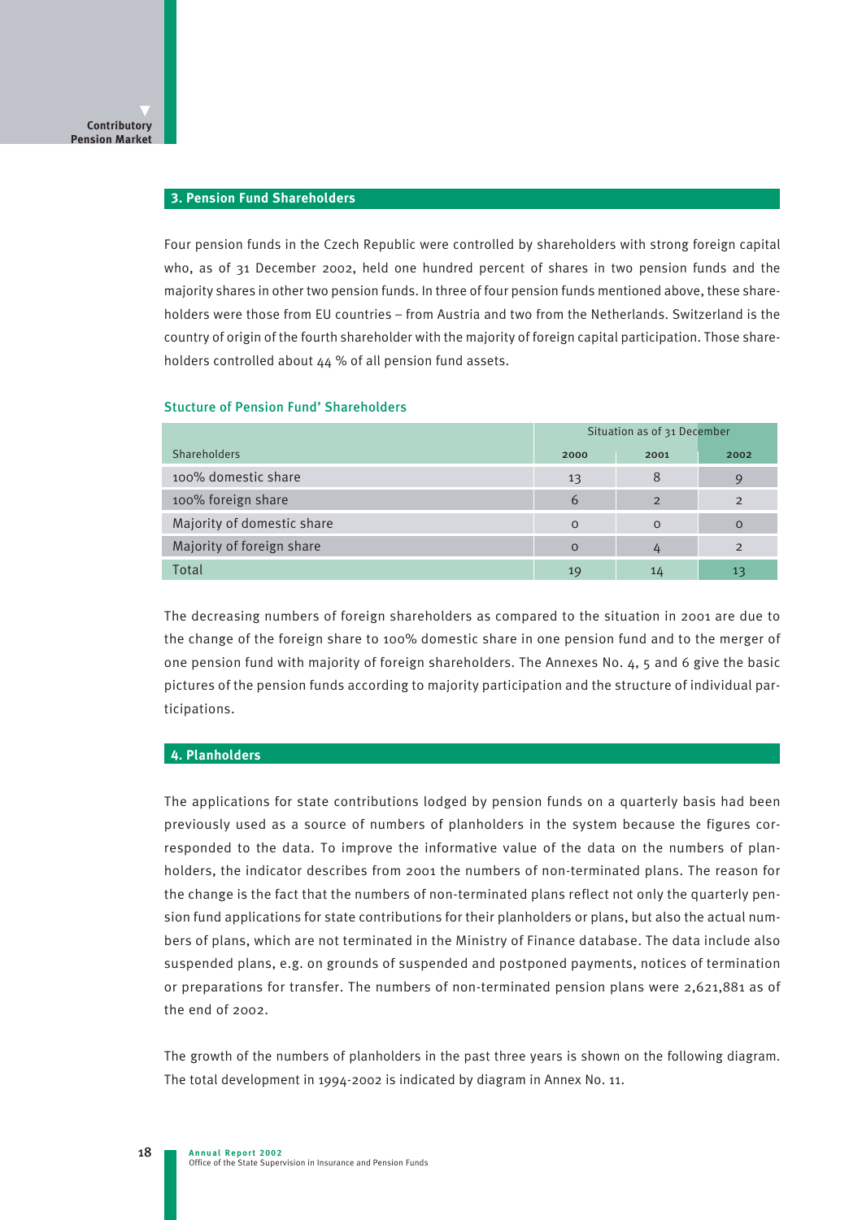## 3. Pension Fund Shareholders

Four pension funds in the Czech Republic were controlled by shareholders with strong foreign capital who, as of 31 December 2002, held one hundred percent of shares in two pension funds and the majority shares in other two pension funds. In three of four pension funds mentioned above, these shareholders were those from EU countries – from Austria and two from the Netherlands. Switzerland is the country of origin of the fourth shareholder with the majority of foreign capital participation. Those shareholders controlled about 44 % of all pension fund assets.

### Stucture of Pension Fund' Shareholders

| Shareholders | Situation as of 31 December 2000 | 2001 | 2002 |
|---|---|---|---|
| 100% domestic share | 13 | 8 | 9 |
| 100% foreign share | 6 | 2 | 2 |
| Majority of domestic share | 0 | 0 | 0 |
| Majority of foreign share | 0 | 4 | 2 |
| Total | 19 | 14 | 13 |

The decreasing numbers of foreign shareholders as compared to the situation in 2001 are due to the change of the foreign share to 100% domestic share in one pension fund and to the merger of one pension fund with majority of foreign shareholders. The Annexes No. 4, 5 and 6 give the basic pictures of the pension funds according to majority participation and the structure of individual participations.

## 4. Planholders

The applications for state contributions lodged by pension funds on a quarterly basis had been previously used as a source of numbers of planholders in the system because the figures corresponded to the data. To improve the informative value of the data on the numbers of planholders, the indicator describes from 2001 the numbers of non-terminated plans. The reason for the change is the fact that the numbers of non-terminated plans reflect not only the quarterly pension fund applications for state contributions for their planholders or plans, but also the actual numbers of plans, which are not terminated in the Ministry of Finance database. The data include also suspended plans, e.g. on grounds of suspended and postponed payments, notices of termination or preparations for transfer. The numbers of non-terminated pension plans were 2,621,881 as of the end of 2002.

The growth of the numbers of planholders in the past three years is shown on the following diagram. The total development in 1994-2002 is indicated by diagram in Annex No. 11.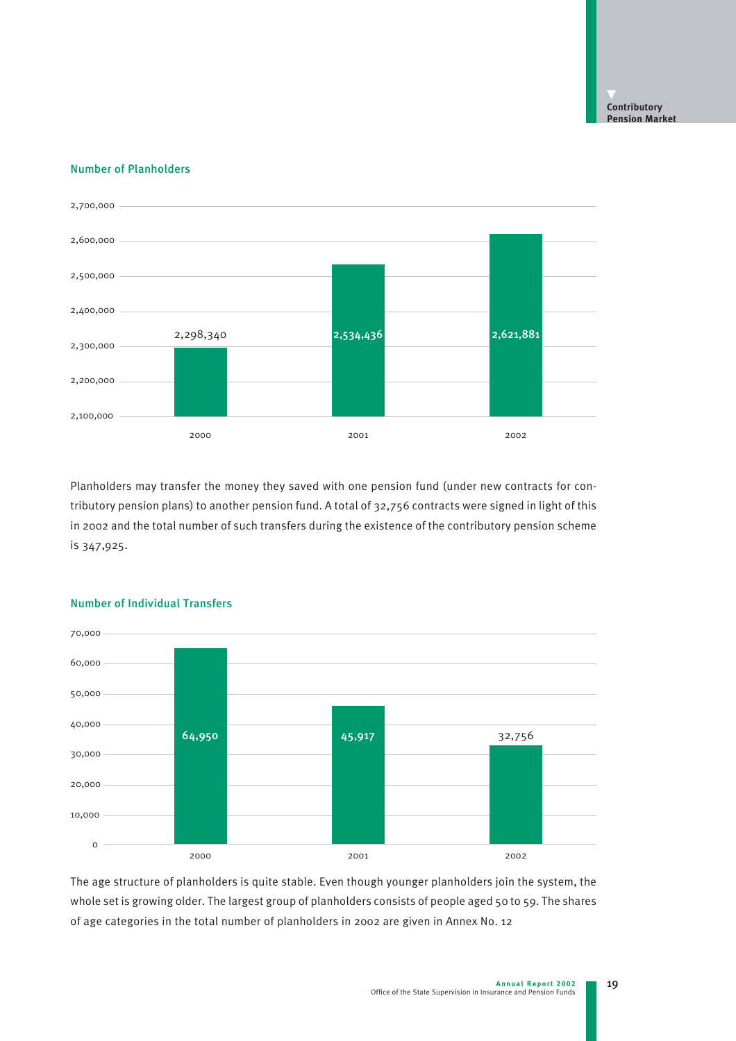### Number of Planholders

| Year | Number of Planholders |
|---|---|
| 2000 | 2,298,340 |
| 2001 | 2,534,436 |
| 2002 | 2,621,881 |

Planholders may transfer the money they saved with one pension fund (under new contracts for contributory pension plans) to another pension fund. A total of 32,756 contracts were signed in light of this in 2002 and the total number of such transfers during the existence of the contributory pension scheme is 347,925.

### Number of Individual Transfers

| Year | Number of Individual Transfers |
|---|---|
| 2000 | 64,950 |
| 2001 | 45,917 |
| 2002 | 32,756 |

The age structure of planholders is quite stable. Even though younger planholders join the system, the whole set is growing older. The largest group of planholders consists of people aged 50 to 59. The shares of age categories in the total number of planholders in 2002 are given in Annex No. 12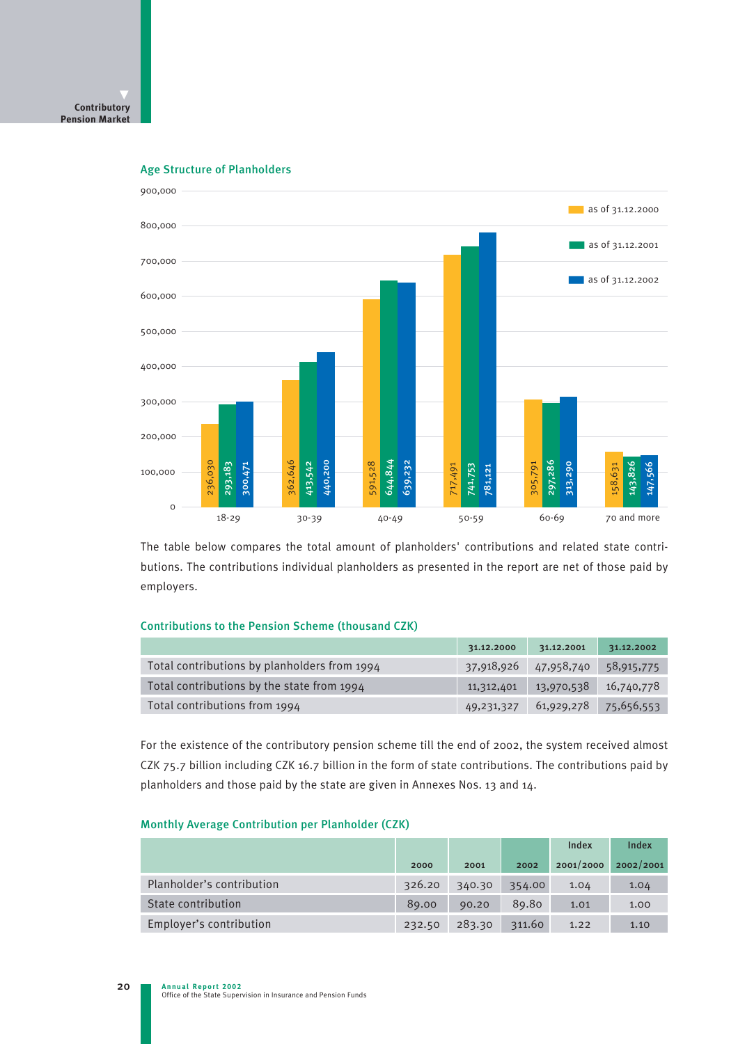## Age Structure of Planholders

| Age | as of 31.12.2000 | as of 31.12.2001 | as of 31.12.2002 |
|---|---|---|---|
| 18-29 | 236,030 | 293,183 | 300,471 |
| 30-39 | 362,646 | 413,542 | 440,200 |
| 40-49 | 591,528 | 644,844 | 639,232 |
| 50-59 | 717,491 | 741,753 | 781,121 |
| 60-69 | 305,791 | 297,286 | 313,290 |
| 70 and more | 158,631 | 143,826 | 147,566 |

The table below compares the total amount of planholders' contributions and related state contributions. The contributions individual planholders as presented in the report are net of those paid by employers.

## Contributions to the Pension Scheme (thousand CZK)

| | 31.12.2000 | 31.12.2001 | 31.12.2002 |
|---|---|---|---|
| Total contributions by planholders from 1994 | 37,918,926 | 47,958,740 | 58,915,775 |
| Total contributions by the state from 1994 | 11,312,401 | 13,970,538 | 16,740,778 |
| Total contributions from 1994 | 49,231,327 | 61,929,278 | 75,656,553 |

For the existence of the contributory pension scheme till the end of 2002, the system received almost CZK 75.7 billion including CZK 16.7 billion in the form of state contributions. The contributions paid by planholders and those paid by the state are given in Annexes Nos. 13 and 14.

## Monthly Average Contribution per Planholder (CZK)

| | 2000 | 2001 | 2002 | Index 2001/2000 | Index 2002/2001 |
|---|---|---|---|---|---|
| Planholder's contribution | 326.20 | 340.30 | 354.00 | 1.04 | 1.04 |
| State contribution | 89.00 | 90.20 | 89.80 | 1.01 | 1.00 |
| Employer's contribution | 232.50 | 283.30 | 311.60 | 1.22 | 1.10 |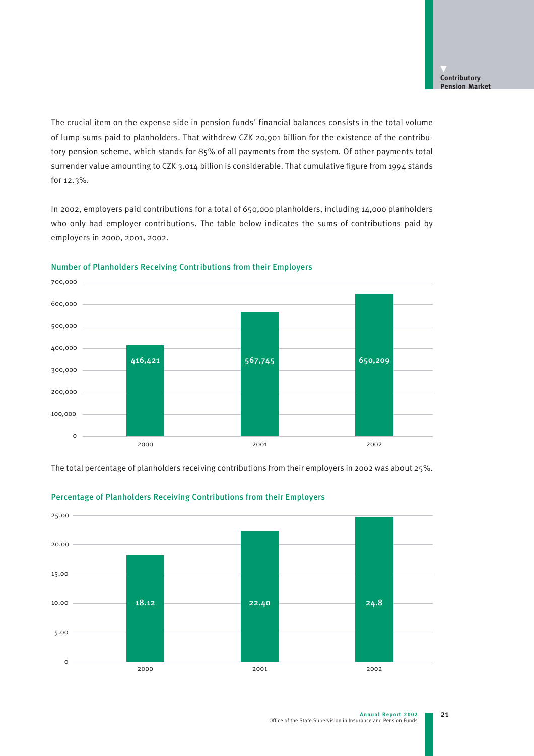The crucial item on the expense side in pension funds' financial balances consists in the total volume of lump sums paid to planholders. That withdrew CZK 20,901 billion for the existence of the contributory pension scheme, which stands for 85% of all payments from the system. Of other payments total surrender value amounting to CZK 3.014 billion is considerable. That cumulative figure from 1994 stands for 12.3%.

In 2002, employers paid contributions for a total of 650,000 planholders, including 14,000 planholders who only had employer contributions. The table below indicates the sums of contributions paid by employers in 2000, 2001, 2002.

**Number of Planholders Receiving Contributions from their Employers**

| Year | Number of planholders |
| --- | --- |
| 2000 | 416,421 |
| 2001 | 567,745 |
| 2002 | 650,209 |

The total percentage of planholders receiving contributions from their employers in 2002 was about 25%.

**Percentage of Planholders Receiving Contributions from their Employers**

| Year | Percentage |
| --- | --- |
| 2000 | 18.12 |
| 2001 | 22.40 |
| 2002 | 24.8 |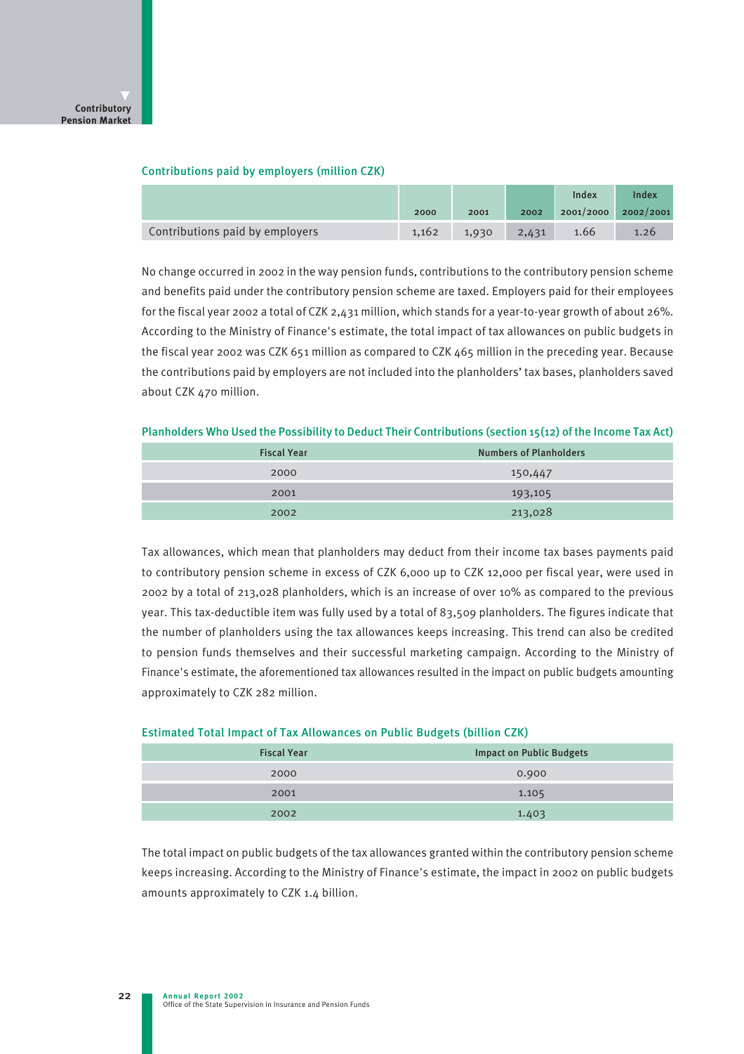### Contributions paid by employers (million CZK)

| | 2000 | 2001 | 2002 | Index 2001/2000 | Index 2002/2001 |
|---|---|---|---|---|---|
| Contributions paid by employers | 1,162 | 1,930 | 2,431 | 1.66 | 1.26 |

No change occurred in 2002 in the way pension funds, contributions to the contributory pension scheme and benefits paid under the contributory pension scheme are taxed. Employers paid for their employees for the fiscal year 2002 a total of CZK 2,431 million, which stands for a year-to-year growth of about 26%. According to the Ministry of Finance's estimate, the total impact of tax allowances on public budgets in the fiscal year 2002 was CZK 651 million as compared to CZK 465 million in the preceding year. Because the contributions paid by employers are not included into the planholders' tax bases, planholders saved about CZK 470 million.

### Planholders Who Used the Possibility to Deduct Their Contributions (section 15(12) of the Income Tax Act)

| Fiscal Year | Numbers of Planholders |
|---|---|
| 2000 | 150,447 |
| 2001 | 193,105 |
| 2002 | 213,028 |

Tax allowances, which mean that planholders may deduct from their income tax bases payments paid to contributory pension scheme in excess of CZK 6,000 up to CZK 12,000 per fiscal year, were used in 2002 by a total of 213,028 planholders, which is an increase of over 10% as compared to the previous year. This tax-deductible item was fully used by a total of 83,509 planholders. The figures indicate that the number of planholders using the tax allowances keeps increasing. This trend can also be credited to pension funds themselves and their successful marketing campaign. According to the Ministry of Finance's estimate, the aforementioned tax allowances resulted in the impact on public budgets amounting approximately to CZK 282 million.

### Estimated Total Impact of Tax Allowances on Public Budgets (billion CZK)

| Fiscal Year | Impact on Public Budgets |
|---|---|
| 2000 | 0.900 |
| 2001 | 1.105 |
| 2002 | 1.403 |

The total impact on public budgets of the tax allowances granted within the contributory pension scheme keeps increasing. According to the Ministry of Finance's estimate, the impact in 2002 on public budgets amounts approximately to CZK 1.4 billion.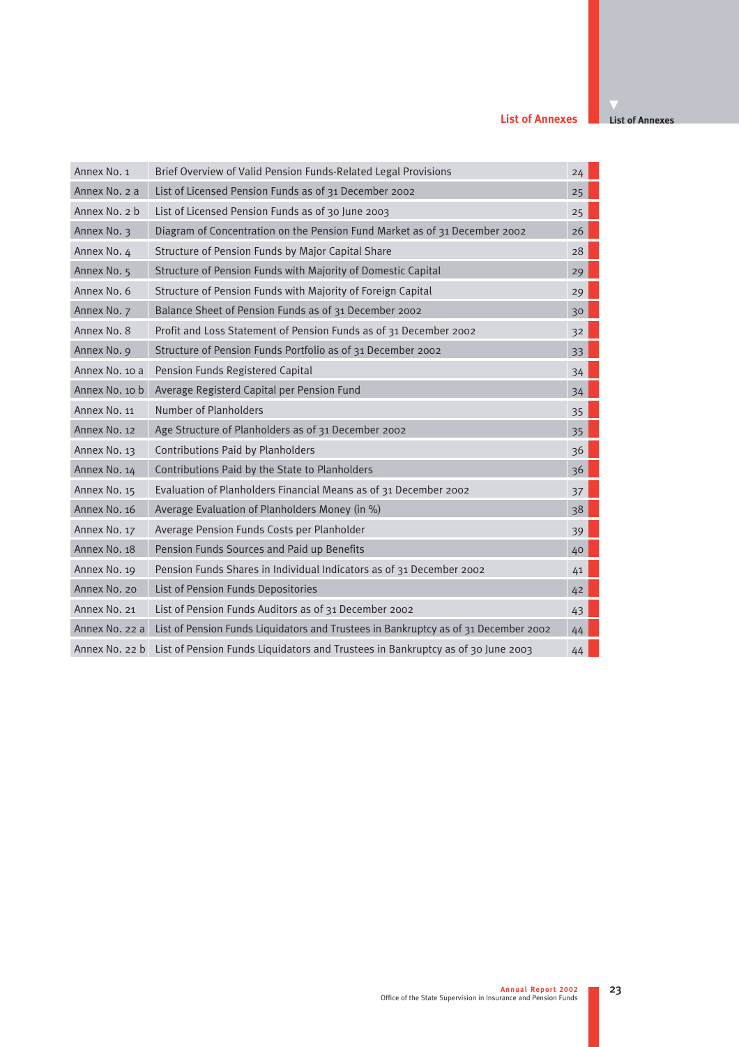# List of Annexes

| | | |
|---|---|---|
| Annex No. 1 | Brief Overview of Valid Pension Funds-Related Legal Provisions | 24 |
| Annex No. 2 a | List of Licensed Pension Funds as of 31 December 2002 | 25 |
| Annex No. 2 b | List of Licensed Pension Funds as of 30 June 2003 | 25 |
| Annex No. 3 | Diagram of Concentration on the Pension Fund Market as of 31 December 2002 | 26 |
| Annex No. 4 | Structure of Pension Funds by Major Capital Share | 28 |
| Annex No. 5 | Structure of Pension Funds with Majority of Domestic Capital | 29 |
| Annex No. 6 | Structure of Pension Funds with Majority of Foreign Capital | 29 |
| Annex No. 7 | Balance Sheet of Pension Funds as of 31 December 2002 | 30 |
| Annex No. 8 | Profit and Loss Statement of Pension Funds as of 31 December 2002 | 32 |
| Annex No. 9 | Structure of Pension Funds Portfolio as of 31 December 2002 | 33 |
| Annex No. 10 a | Pension Funds Registered Capital | 34 |
| Annex No. 10 b | Average Registerd Capital per Pension Fund | 34 |
| Annex No. 11 | Number of Planholders | 35 |
| Annex No. 12 | Age Structure of Planholders as of 31 December 2002 | 35 |
| Annex No. 13 | Contributions Paid by Planholders | 36 |
| Annex No. 14 | Contributions Paid by the State to Planholders | 36 |
| Annex No. 15 | Evaluation of Planholders Financial Means as of 31 December 2002 | 37 |
| Annex No. 16 | Average Evaluation of Planholders Money (in %) | 38 |
| Annex No. 17 | Average Pension Funds Costs per Planholder | 39 |
| Annex No. 18 | Pension Funds Sources and Paid up Benefits | 40 |
| Annex No. 19 | Pension Funds Shares in Individual Indicators as of 31 December 2002 | 41 |
| Annex No. 20 | List of Pension Funds Depositories | 42 |
| Annex No. 21 | List of Pension Funds Auditors as of 31 December 2002 | 43 |
| Annex No. 22 a | List of Pension Funds Liquidators and Trustees in Bankruptcy as of 31 December 2002 | 44 |
| Annex No. 22 b | List of Pension Funds Liquidators and Trustees in Bankruptcy as of 30 June 2003 | 44 |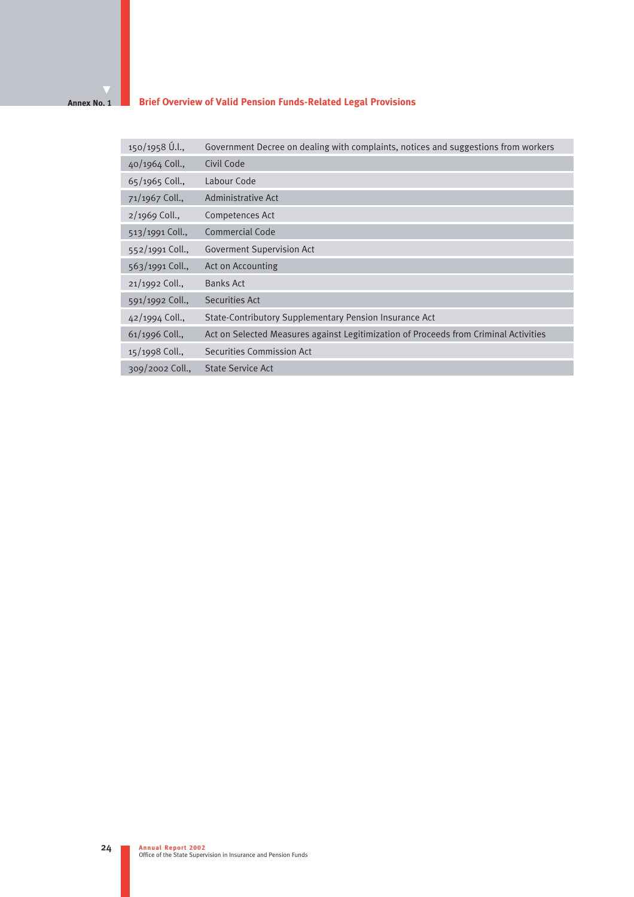Annex No. 1

## Brief Overview of Valid Pension Funds-Related Legal Provisions

| | |
|---|---|
| 150/1958 Ú.l., | Government Decree on dealing with complaints, notices and suggestions from workers |
| 40/1964 Coll., | Civil Code |
| 65/1965 Coll., | Labour Code |
| 71/1967 Coll., | Administrative Act |
| 2/1969 Coll., | Competences Act |
| 513/1991 Coll., | Commercial Code |
| 552/1991 Coll., | Goverment Supervision Act |
| 563/1991 Coll., | Act on Accounting |
| 21/1992 Coll., | Banks Act |
| 591/1992 Coll., | Securities Act |
| 42/1994 Coll., | State-Contributory Supplementary Pension Insurance Act |
| 61/1996 Coll., | Act on Selected Measures against Legitimization of Proceeds from Criminal Activities |
| 15/1998 Coll., | Securities Commission Act |
| 309/2002 Coll., | State Service Act |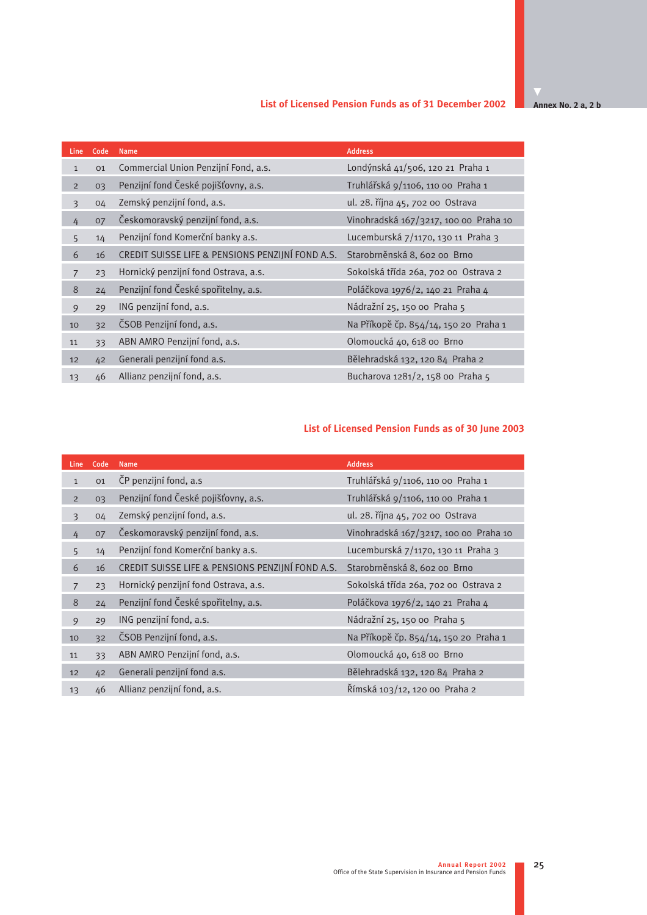Annex No. 2 a, 2 b

## List of Licensed Pension Funds as of 31 December 2002

| Line | Code | Name | Address |
|---|---|---|---|
| 1 | 01 | Commercial Union Penzijní Fond, a.s. | Londýnská 41/506, 120 21 Praha 1 |
| 2 | 03 | Penzijní fond České pojišťovny, a.s. | Truhlářská 9/1106, 110 00 Praha 1 |
| 3 | 04 | Zemský penzijní fond, a.s. | ul. 28. října 45, 702 00 Ostrava |
| 4 | 07 | Českomoravský penzijní fond, a.s. | Vinohradská 167/3217, 100 00 Praha 10 |
| 5 | 14 | Penzijní fond Komerční banky a.s. | Lucemburská 7/1170, 130 11 Praha 3 |
| 6 | 16 | CREDIT SUISSE LIFE & PENSIONS PENZIJNÍ FOND A.S. | Starobrněnská 8, 602 00 Brno |
| 7 | 23 | Hornický penzijní fond Ostrava, a.s. | Sokolská třída 26a, 702 00 Ostrava 2 |
| 8 | 24 | Penzijní fond České spořitelny, a.s. | Poláčkova 1976/2, 140 21 Praha 4 |
| 9 | 29 | ING penzijní fond, a.s. | Nádražní 25, 150 00 Praha 5 |
| 10 | 32 | ČSOB Penzijní fond, a.s. | Na Příkopě čp. 854/14, 150 20 Praha 1 |
| 11 | 33 | ABN AMRO Penzijní fond, a.s. | Olomoucká 40, 618 00 Brno |
| 12 | 42 | Generali penzijní fond a.s. | Bělehradská 132, 120 84 Praha 2 |
| 13 | 46 | Allianz penzijní fond, a.s. | Bucharova 1281/2, 158 00 Praha 5 |

## List of Licensed Pension Funds as of 30 June 2003

| Line | Code | Name | Address |
|---|---|---|---|
| 1 | 01 | ČP penzijní fond, a.s | Truhlářská 9/1106, 110 00 Praha 1 |
| 2 | 03 | Penzijní fond České pojišťovny, a.s. | Truhlářská 9/1106, 110 00 Praha 1 |
| 3 | 04 | Zemský penzijní fond, a.s. | ul. 28. října 45, 702 00 Ostrava |
| 4 | 07 | Českomoravský penzijní fond, a.s. | Vinohradská 167/3217, 100 00 Praha 10 |
| 5 | 14 | Penzijní fond Komerční banky a.s. | Lucemburská 7/1170, 130 11 Praha 3 |
| 6 | 16 | CREDIT SUISSE LIFE & PENSIONS PENZIJNÍ FOND A.S. | Starobrněnská 8, 602 00 Brno |
| 7 | 23 | Hornický penzijní fond Ostrava, a.s. | Sokolská třída 26a, 702 00 Ostrava 2 |
| 8 | 24 | Penzijní fond České spořitelny, a.s. | Poláčkova 1976/2, 140 21 Praha 4 |
| 9 | 29 | ING penzijní fond, a.s. | Nádražní 25, 150 00 Praha 5 |
| 10 | 32 | ČSOB Penzijní fond, a.s. | Na Příkopě čp. 854/14, 150 20 Praha 1 |
| 11 | 33 | ABN AMRO Penzijní fond, a.s. | Olomoucká 40, 618 00 Brno |
| 12 | 42 | Generali penzijní fond a.s. | Bělehradská 132, 120 84 Praha 2 |
| 13 | 46 | Allianz penzijní fond, a.s. | Římská 103/12, 120 00 Praha 2 |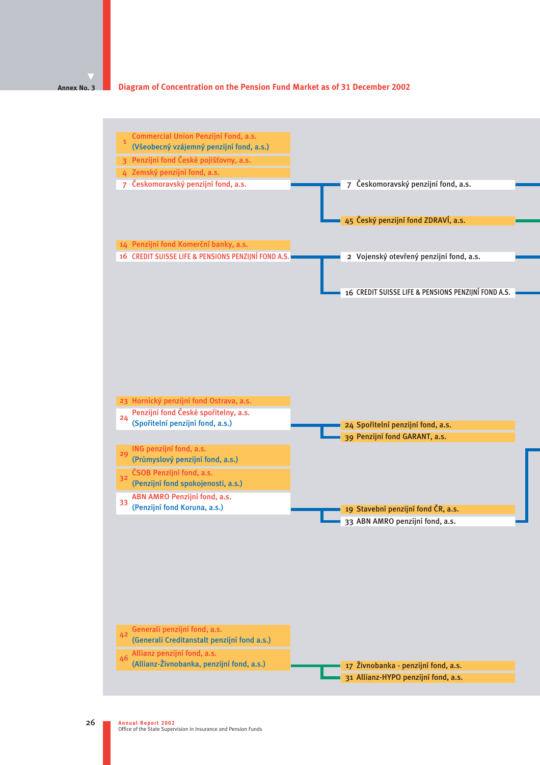Annex No. 3

## Diagram of Concentration on the Pension Fund Market as of 31 December 2002

1 Commercial Union Penzijní Fond, a.s. (Všeobecný vzájemný penzijní fond, a.s.)

3 Penzijní fond České pojišťovny, a.s.

4 Zemský penzijní fond, a.s.

7 Českomoravský penzijní fond, a.s.
- 7 Českomoravský penzijní fond, a.s.
- 45 Český penzijní fond ZDRAVÍ, a.s.

14 Penzijní fond Komerční banky, a.s.

16 CREDIT SUISSE LIFE & PENSIONS PENZIJNÍ FOND A.S.
- 2 Vojenský otevřený penzijní fond, a.s.
- 16 CREDIT SUISSE LIFE & PENSIONS PENZIJNÍ FOND A.S.

23 Hornický penzijní fond Ostrava, a.s.

24 Penzijní fond České spořitelny, a.s. (Spořitelní penzijní fond, a.s.)
- 24 Spořitelní penzijní fond, a.s.
- 39 Penzijní fond GARANT, a.s.

29 ING penzijní fond, a.s. (Průmyslový penzijní fond, a.s.)

32 ČSOB Penzijní fond, a.s. (Penzijní fond spokojenosti, a.s.)

33 ABN AMRO Penzijní fond, a.s. (Penzijní fond Koruna, a.s.)
- 19 Stavební penzijní fond ČR, a.s.
- 33 ABN AMRO penzijní fond, a.s.

42 Generali penzijní fond, a.s. (Generali Creditanstalt penzijní fond a.s.)

46 Allianz penzijní fond, a.s. (Allianz-Živnobanka, penzijní fond, a.s.)
- 17 Živnobanka - penzijní fond, a.s.
- 31 Allianz-HYPO penzijní fond, a.s.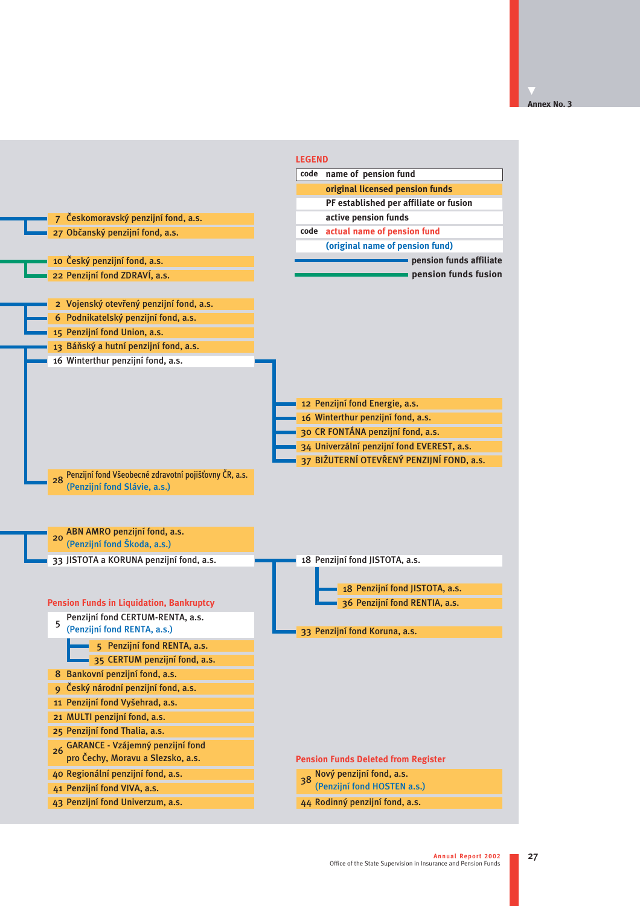Annex No. 3

**LEGEND**

| code | name of pension fund |
|---|---|
| | original licensed pension funds |
| | PF established per affiliate or fusion |
| | active pension funds |
| code | actual name of pension fund |
| | (original name of pension fund) |

- pension funds affiliate (blue line)
- pension funds fusion (green line)

7 Českomoravský penzijní fond, a.s.
27 Občanský penzijní fond, a.s.

10 Český penzijní fond, a.s.
22 Penzijní fond ZDRAVÍ, a.s.

2 Vojenský otevřený penzijní fond, a.s.
6 Podnikatelský penzijní fond, a.s.
15 Penzijní fond Union, a.s.
13 Báňský a hutní penzijní fond, a.s.
16 Winterthur penzijní fond, a.s.

12 Penzijní fond Energie, a.s.
16 Winterthur penzijní fond, a.s.
30 CR FONTÁNA penzijní fond, a.s.
34 Univerzální penzijní fond EVEREST, a.s.
37 BIŽUTERNÍ OTEVŘENÝ PENZIJNÍ FOND, a.s.

28 Penzijní fond Všeobecné zdravotní pojišťovny ČR, a.s. (Penzijní fond Slávie, a.s.)

20 ABN AMRO penzijní fond, a.s. (Penzijní fond Škoda, a.s.)
33 JISTOTA a KORUNA penzijní fond, a.s.

18 Penzijní fond JISTOTA, a.s.
18 Penzijní fond JISTOTA, a.s.
36 Penzijní fond RENTIA, a.s.
33 Penzijní fond Koruna, a.s.

## Pension Funds in Liquidation, Bankruptcy

5 Penzijní fond CERTUM-RENTA, a.s. (Penzijní fond RENTA, a.s.)
5 Penzijní fond RENTA, a.s.
35 CERTUM penzijní fond, a.s.
8 Bankovní penzijní fond, a.s.
9 Český národní penzijní fond, a.s.
11 Penzijní fond Vyšehrad, a.s.
21 MULTI penzijní fond, a.s.
25 Penzijní fond Thalia, a.s.
26 GARANCE - Vzájemný penzijní fond pro Čechy, Moravu a Slezsko, a.s.
40 Regionální penzijní fond, a.s.
41 Penzijní fond VIVA, a.s.
43 Penzijní fond Univerzum, a.s.

## Pension Funds Deleted from Register

38 Nový penzijní fond, a.s. (Penzijní fond HOSTEN a.s.)
44 Rodinný penzijní fond, a.s.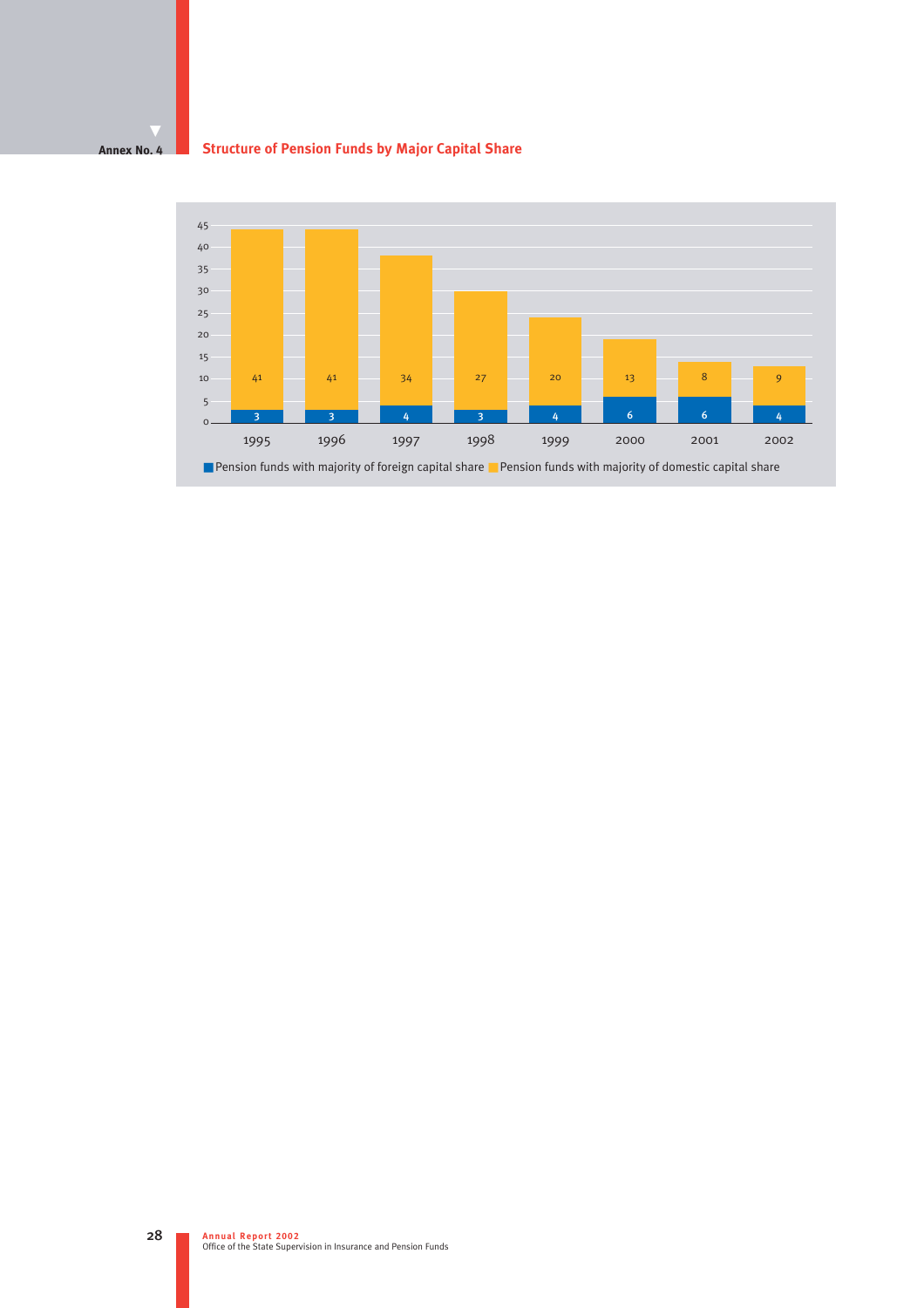Annex No. 4

## Structure of Pension Funds by Major Capital Share

| Year | Pension funds with majority of foreign capital share | Pension funds with majority of domestic capital share |
|---|---|---|
| 1995 | 3 | 41 |
| 1996 | 3 | 41 |
| 1997 | 4 | 34 |
| 1998 | 3 | 27 |
| 1999 | 4 | 20 |
| 2000 | 6 | 13 |
| 2001 | 6 | 8 |
| 2002 | 4 | 9 |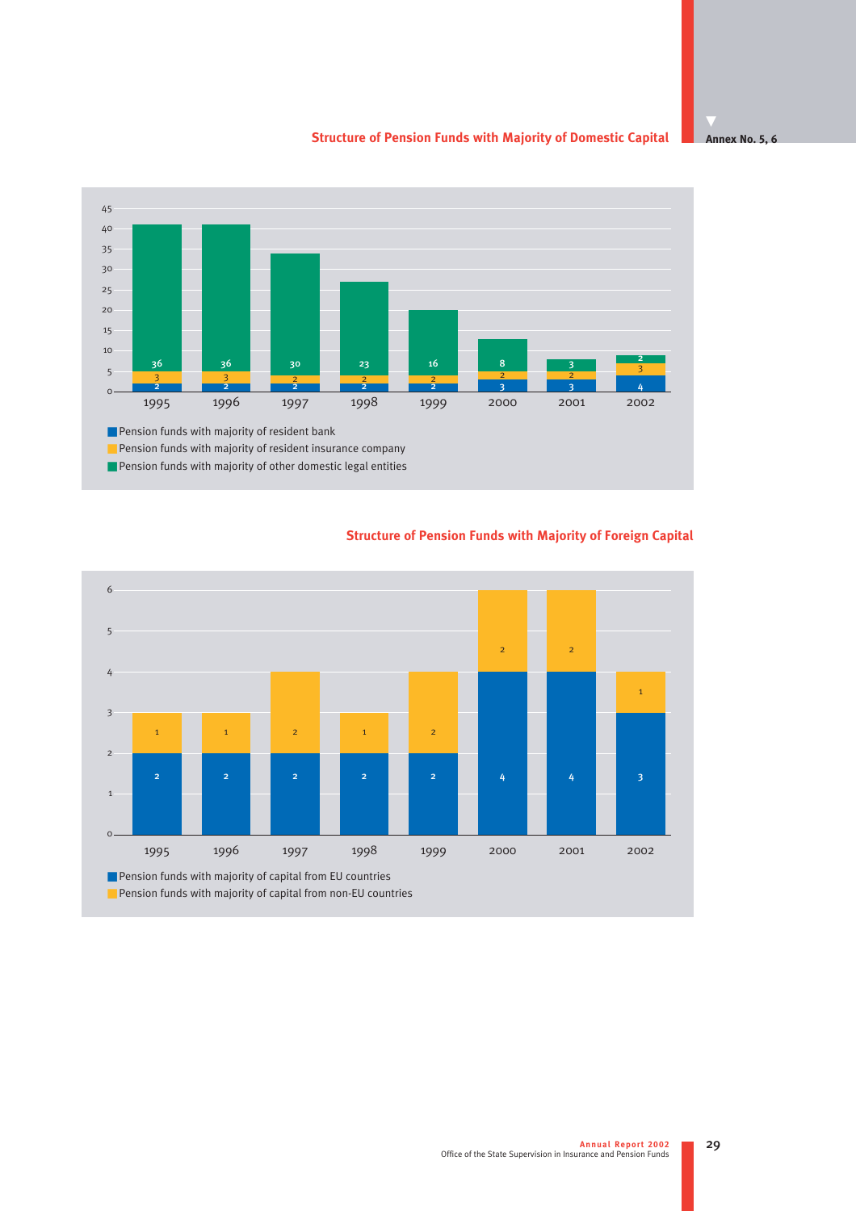Annex No. 5, 6

## Structure of Pension Funds with Majority of Domestic Capital

| Year | Pension funds with majority of resident bank | Pension funds with majority of resident insurance company | Pension funds with majority of other domestic legal entities |
|---|---|---|---|
| 1995 | 2 | 3 | 36 |
| 1996 | 2 | 3 | 36 |
| 1997 | 2 | 2 | 30 |
| 1998 | 2 | 2 | 23 |
| 1999 | 2 | 2 | 16 |
| 2000 | 3 | 2 | 8 |
| 2001 | 3 | 2 | 3 |
| 2002 | 4 | 3 | 2 |

## Structure of Pension Funds with Majority of Foreign Capital

| Year | Pension funds with majority of capital from EU countries | Pension funds with majority of capital from non-EU countries |
|---|---|---|
| 1995 | 2 | 1 |
| 1996 | 2 | 1 |
| 1997 | 2 | 2 |
| 1998 | 2 | 1 |
| 1999 | 2 | 2 |
| 2000 | 4 | 2 |
| 2001 | 4 | 2 |
| 2002 | 3 | 1 |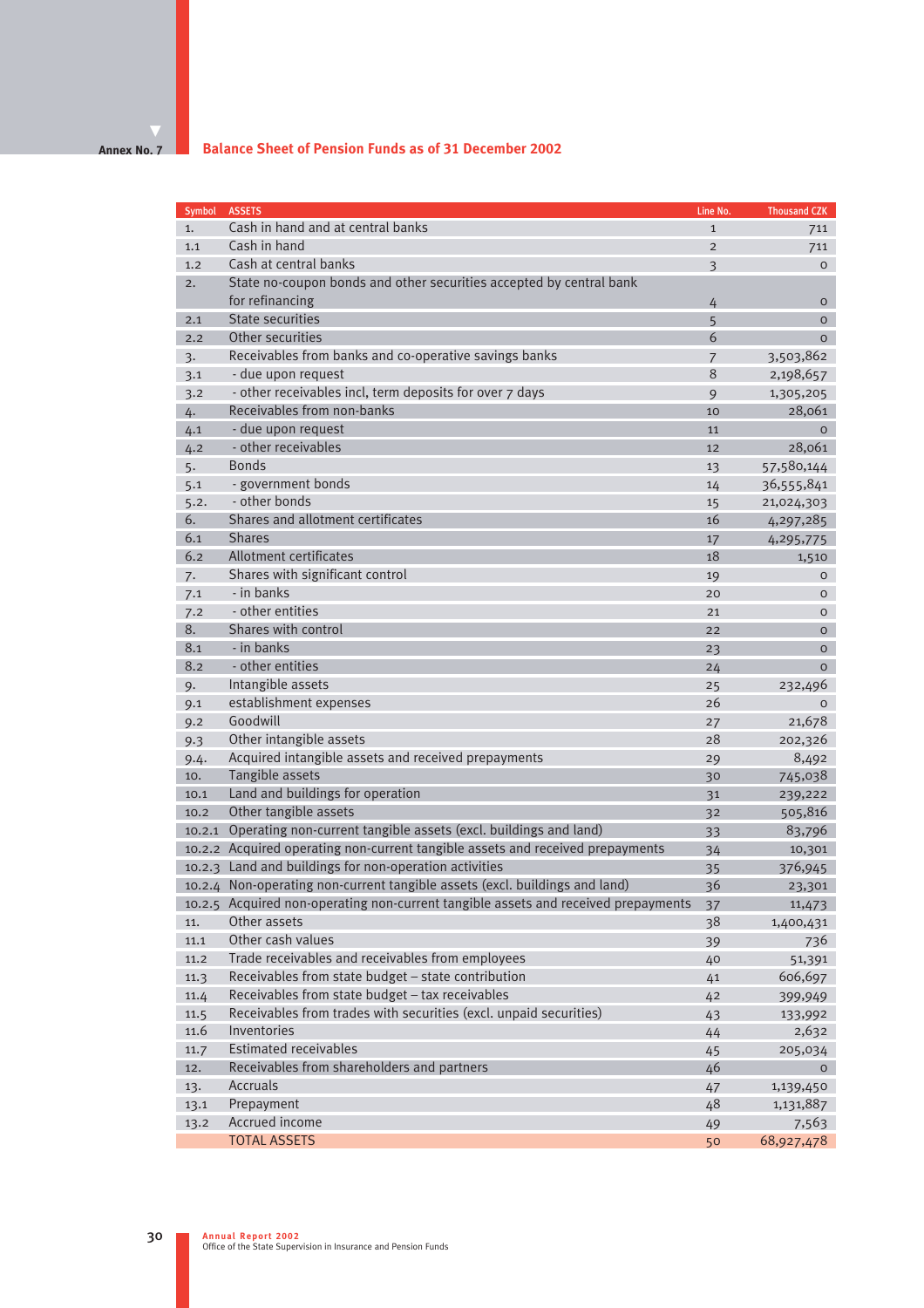Annex No. 7

## Balance Sheet of Pension Funds as of 31 December 2002

| Symbol | ASSETS | Line No. | Thousand CZK |
|---|---|---|---|
| 1. | Cash in hand and at central banks | 1 | 711 |
| 1.1 | Cash in hand | 2 | 711 |
| 1.2 | Cash at central banks | 3 | 0 |
| 2. | State no-coupon bonds and other securities accepted by central bank for refinancing | 4 | 0 |
| 2.1 | State securities | 5 | 0 |
| 2.2 | Other securities | 6 | 0 |
| 3. | Receivables from banks and co-operative savings banks | 7 | 3,503,862 |
| 3.1 | - due upon request | 8 | 2,198,657 |
| 3.2 | - other receivables incl, term deposits for over 7 days | 9 | 1,305,205 |
| 4. | Receivables from non-banks | 10 | 28,061 |
| 4.1 | - due upon request | 11 | 0 |
| 4.2 | - other receivables | 12 | 28,061 |
| 5. | Bonds | 13 | 57,580,144 |
| 5.1 | - government bonds | 14 | 36,555,841 |
| 5.2. | - other bonds | 15 | 21,024,303 |
| 6. | Shares and allotment certificates | 16 | 4,297,285 |
| 6.1 | Shares | 17 | 4,295,775 |
| 6.2 | Allotment certificates | 18 | 1,510 |
| 7. | Shares with significant control | 19 | 0 |
| 7.1 | - in banks | 20 | 0 |
| 7.2 | - other entities | 21 | 0 |
| 8. | Shares with control | 22 | 0 |
| 8.1 | - in banks | 23 | 0 |
| 8.2 | - other entities | 24 | 0 |
| 9. | Intangible assets | 25 | 232,496 |
| 9.1 | establishment expenses | 26 | 0 |
| 9.2 | Goodwill | 27 | 21,678 |
| 9.3 | Other intangible assets | 28 | 202,326 |
| 9.4. | Acquired intangible assets and received prepayments | 29 | 8,492 |
| 10. | Tangible assets | 30 | 745,038 |
| 10.1 | Land and buildings for operation | 31 | 239,222 |
| 10.2 | Other tangible assets | 32 | 505,816 |
| 10.2.1 | Operating non-current tangible assets (excl. buildings and land) | 33 | 83,796 |
| 10.2.2 | Acquired operating non-current tangible assets and received prepayments | 34 | 10,301 |
| 10.2.3 | Land and buildings for non-operation activities | 35 | 376,945 |
| 10.2.4 | Non-operating non-current tangible assets (excl. buildings and land) | 36 | 23,301 |
| 10.2.5 | Acquired non-operating non-current tangible assets and received prepayments | 37 | 11,473 |
| 11. | Other assets | 38 | 1,400,431 |
| 11.1 | Other cash values | 39 | 736 |
| 11.2 | Trade receivables and receivables from employees | 40 | 51,391 |
| 11.3 | Receivables from state budget – state contribution | 41 | 606,697 |
| 11.4 | Receivables from state budget – tax receivables | 42 | 399,949 |
| 11.5 | Receivables from trades with securities (excl. unpaid securities) | 43 | 133,992 |
| 11.6 | Inventories | 44 | 2,632 |
| 11.7 | Estimated receivables | 45 | 205,034 |
| 12. | Receivables from shareholders and partners | 46 | 0 |
| 13. | Accruals | 47 | 1,139,450 |
| 13.1 | Prepayment | 48 | 1,131,887 |
| 13.2 | Accrued income | 49 | 7,563 |
| | TOTAL ASSETS | 50 | 68,927,478 |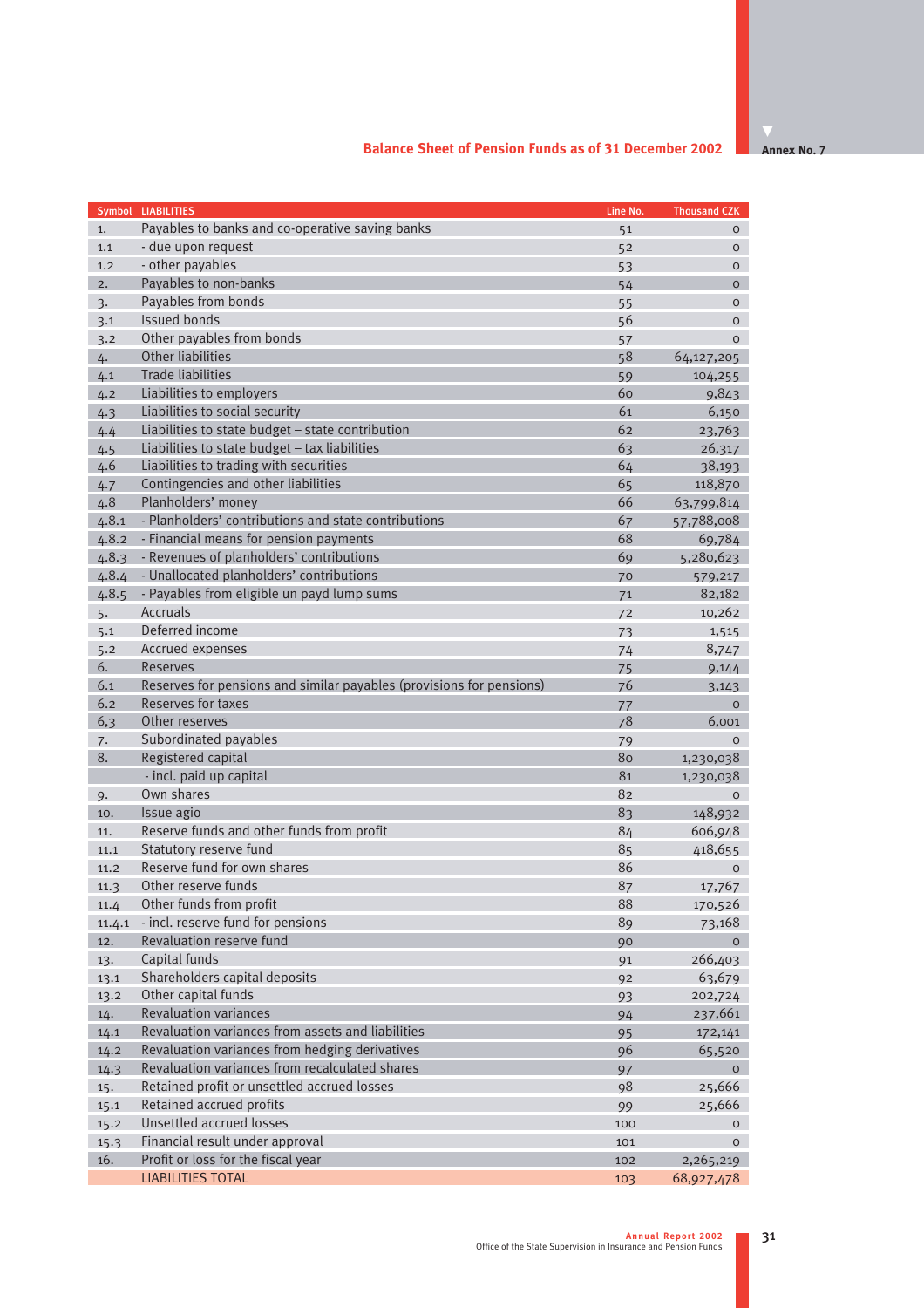## Balance Sheet of Pension Funds as of 31 December 2002

Annex No. 7

| Symbol | LIABILITIES | Line No. | Thousand CZK |
|---|---|---|---|
| 1. | Payables to banks and co-operative saving banks | 51 | 0 |
| 1.1 | - due upon request | 52 | 0 |
| 1.2 | - other payables | 53 | 0 |
| 2. | Payables to non-banks | 54 | 0 |
| 3. | Payables from bonds | 55 | 0 |
| 3.1 | Issued bonds | 56 | 0 |
| 3.2 | Other payables from bonds | 57 | 0 |
| 4. | Other liabilities | 58 | 64,127,205 |
| 4.1 | Trade liabilities | 59 | 104,255 |
| 4.2 | Liabilities to employers | 60 | 9,843 |
| 4.3 | Liabilities to social security | 61 | 6,150 |
| 4.4 | Liabilities to state budget – state contribution | 62 | 23,763 |
| 4.5 | Liabilities to state budget – tax liabilities | 63 | 26,317 |
| 4.6 | Liabilities to trading with securities | 64 | 38,193 |
| 4.7 | Contingencies and other liabilities | 65 | 118,870 |
| 4.8 | Planholders' money | 66 | 63,799,814 |
| 4.8.1 | - Planholders' contributions and state contributions | 67 | 57,788,008 |
| 4.8.2 | - Financial means for pension payments | 68 | 69,784 |
| 4.8.3 | - Revenues of planholders' contributions | 69 | 5,280,623 |
| 4.8.4 | - Unallocated planholders' contributions | 70 | 579,217 |
| 4.8.5 | - Payables from eligible un payd lump sums | 71 | 82,182 |
| 5. | Accruals | 72 | 10,262 |
| 5.1 | Deferred income | 73 | 1,515 |
| 5.2 | Accrued expenses | 74 | 8,747 |
| 6. | Reserves | 75 | 9,144 |
| 6.1 | Reserves for pensions and similar payables (provisions for pensions) | 76 | 3,143 |
| 6.2 | Reserves for taxes | 77 | 0 |
| 6,3 | Other reserves | 78 | 6,001 |
| 7. | Subordinated payables | 79 | 0 |
| 8. | Registered capital | 80 | 1,230,038 |
| | - incl. paid up capital | 81 | 1,230,038 |
| 9. | Own shares | 82 | 0 |
| 10. | Issue agio | 83 | 148,932 |
| 11. | Reserve funds and other funds from profit | 84 | 606,948 |
| 11.1 | Statutory reserve fund | 85 | 418,655 |
| 11.2 | Reserve fund for own shares | 86 | 0 |
| 11.3 | Other reserve funds | 87 | 17,767 |
| 11.4 | Other funds from profit | 88 | 170,526 |
| 11.4.1 | - incl. reserve fund for pensions | 89 | 73,168 |
| 12. | Revaluation reserve fund | 90 | 0 |
| 13. | Capital funds | 91 | 266,403 |
| 13.1 | Shareholders capital deposits | 92 | 63,679 |
| 13.2 | Other capital funds | 93 | 202,724 |
| 14. | Revaluation variances | 94 | 237,661 |
| 14.1 | Revaluation variances from assets and liabilities | 95 | 172,141 |
| 14.2 | Revaluation variances from hedging derivatives | 96 | 65,520 |
| 14.3 | Revaluation variances from recalculated shares | 97 | 0 |
| 15. | Retained profit or unsettled accrued losses | 98 | 25,666 |
| 15.1 | Retained accrued profits | 99 | 25,666 |
| 15.2 | Unsettled accrued losses | 100 | 0 |
| 15.3 | Financial result under approval | 101 | 0 |
| 16. | Profit or loss for the fiscal year | 102 | 2,265,219 |
| | LIABILITIES TOTAL | 103 | 68,927,478 |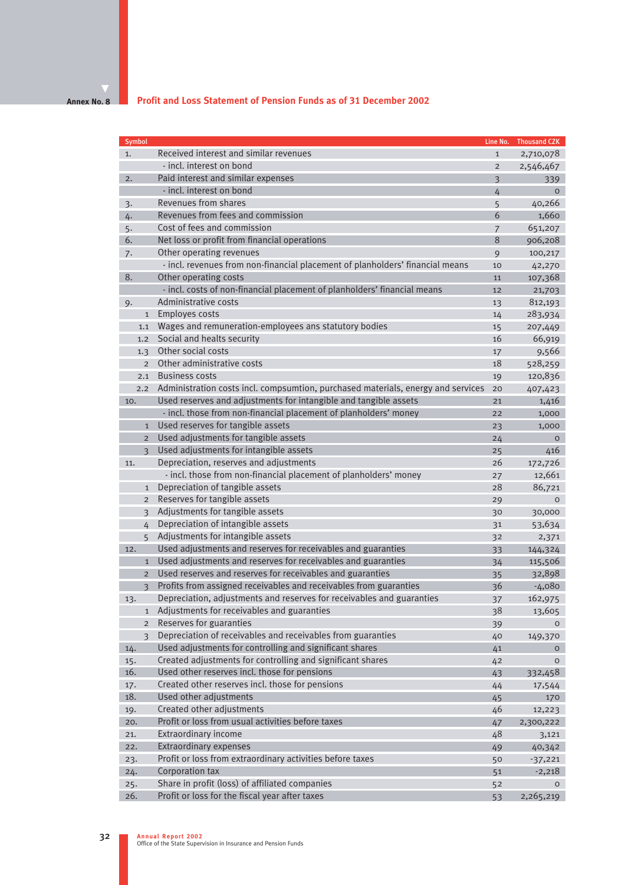Annex No. 8

## Profit and Loss Statement of Pension Funds as of 31 December 2002

| Symbol | | Line No. | Thousand CZK |
|---|---|---|---|
| 1. | Received interest and similar revenues | 1 | 2,710,078 |
| | - incl. interest on bond | 2 | 2,546,467 |
| 2. | Paid interest and similar expenses | 3 | 339 |
| | - incl. interest on bond | 4 | 0 |
| 3. | Revenues from shares | 5 | 40,266 |
| 4. | Revenues from fees and commission | 6 | 1,660 |
| 5. | Cost of fees and commission | 7 | 651,207 |
| 6. | Net loss or profit from financial operations | 8 | 906,208 |
| 7. | Other operating revenues | 9 | 100,217 |
| | - incl. revenues from non-financial placement of planholders' financial means | 10 | 42,270 |
| 8. | Other operating costs | 11 | 107,368 |
| | - incl. costs of non-financial placement of planholders' financial means | 12 | 21,703 |
| 9. | Administrative costs | 13 | 812,193 |
| 1 | Employes costs | 14 | 283,934 |
| 1.1 | Wages and remuneration-employees ans statutory bodies | 15 | 207,449 |
| 1.2 | Social and healts security | 16 | 66,919 |
| 1.3 | Other social costs | 17 | 9,566 |
| 2 | Other administrative costs | 18 | 528,259 |
| 2.1 | Business costs | 19 | 120,836 |
| 2.2 | Administration costs incl. compsumtion, purchased materials, energy and services | 20 | 407,423 |
| 10. | Used reserves and adjustments for intangible and tangible assets | 21 | 1,416 |
| | - incl. those from non-financial placement of planholders' money | 22 | 1,000 |
| 1 | Used reserves for tangible assets | 23 | 1,000 |
| 2 | Used adjustments for tangible assets | 24 | 0 |
| 3 | Used adjustments for intangible assets | 25 | 416 |
| 11. | Depreciation, reserves and adjustments | 26 | 172,726 |
| | - incl. those from non-financial placement of planholders' money | 27 | 12,661 |
| 1 | Depreciation of tangible assets | 28 | 86,721 |
| 2 | Reserves for tangible assets | 29 | 0 |
| 3 | Adjustments for tangible assets | 30 | 30,000 |
| 4 | Depreciation of intangible assets | 31 | 53,634 |
| 5 | Adjustments for intangible assets | 32 | 2,371 |
| 12. | Used adjustments and reserves for receivables and guaranties | 33 | 144,324 |
| 1 | Used adjustments and reserves for receivables and guaranties | 34 | 115,506 |
| 2 | Used reserves and reserves for receivables and guaranties | 35 | 32,898 |
| 3 | Profits from assigned receivables and receivables from guaranties | 36 | -4,080 |
| 13. | Depreciation, adjustments and reserves for receivables and guaranties | 37 | 162,975 |
| 1 | Adjustments for receivables and guaranties | 38 | 13,605 |
| 2 | Reserves for guaranties | 39 | 0 |
| 3 | Depreciation of receivables and receivables from guaranties | 40 | 149,370 |
| 14. | Used adjustments for controlling and significant shares | 41 | 0 |
| 15. | Created adjustments for controlling and significant shares | 42 | 0 |
| 16. | Used other reserves incl. those for pensions | 43 | 332,458 |
| 17. | Created other reserves incl. those for pensions | 44 | 17,544 |
| 18. | Used other adjustments | 45 | 170 |
| 19. | Created other adjustments | 46 | 12,223 |
| 20. | Profit or loss from usual activities before taxes | 47 | 2,300,222 |
| 21. | Extraordinary income | 48 | 3,121 |
| 22. | Extraordinary expenses | 49 | 40,342 |
| 23. | Profit or loss from extraordinary activities before taxes | 50 | -37,221 |
| 24. | Corporation tax | 51 | -2,218 |
| 25. | Share in profit (loss) of affiliated companies | 52 | 0 |
| 26. | Profit or loss for the fiscal year after taxes | 53 | 2,265,219 |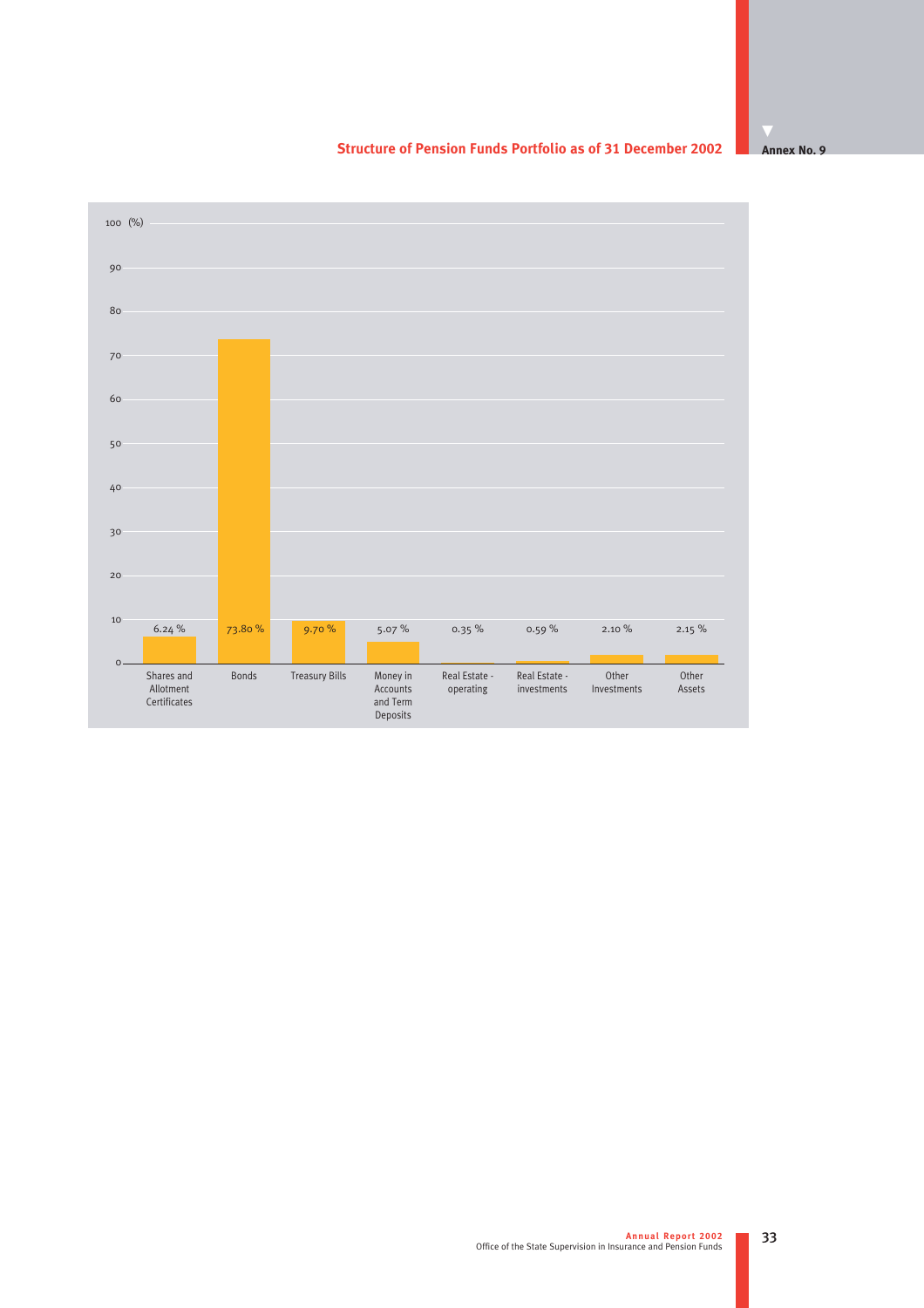Annex No. 9

## Structure of Pension Funds Portfolio as of 31 December 2002

| Category | (%) |
|---|---|
| Shares and Allotment Certificates | 6.24 % |
| Bonds | 73.80 % |
| Treasury Bills | 9.70 % |
| Money in Accounts and Term Deposits | 5.07 % |
| Real Estate - operating | 0.35 % |
| Real Estate - investments | 0.59 % |
| Other Investments | 2.10 % |
| Other Assets | 2.15 % |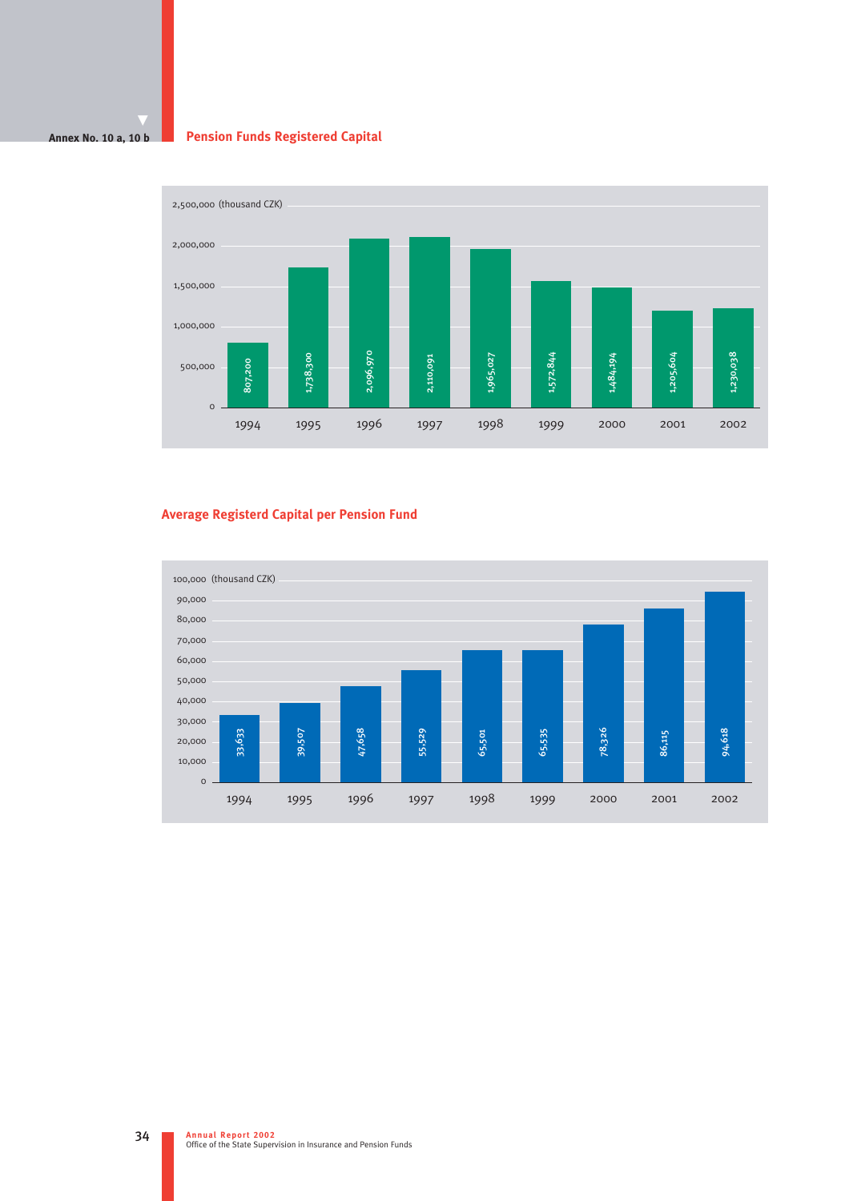Annex No. 10 a, 10 b

## Pension Funds Registered Capital

(thousand CZK)

| Year | Registered Capital |
|---|---|
| 1994 | 807,200 |
| 1995 | 1,738,300 |
| 1996 | 2,096,970 |
| 1997 | 2,110,091 |
| 1998 | 1,965,027 |
| 1999 | 1,572,844 |
| 2000 | 1,484,194 |
| 2001 | 1,205,604 |
| 2002 | 1,230,038 |

## Average Registerd Capital per Pension Fund

(thousand CZK)

| Year | Average Registered Capital |
|---|---|
| 1994 | 33,633 |
| 1995 | 39,507 |
| 1996 | 47,658 |
| 1997 | 55,529 |
| 1998 | 65,501 |
| 1999 | 65,535 |
| 2000 | 78,326 |
| 2001 | 86,115 |
| 2002 | 94,618 |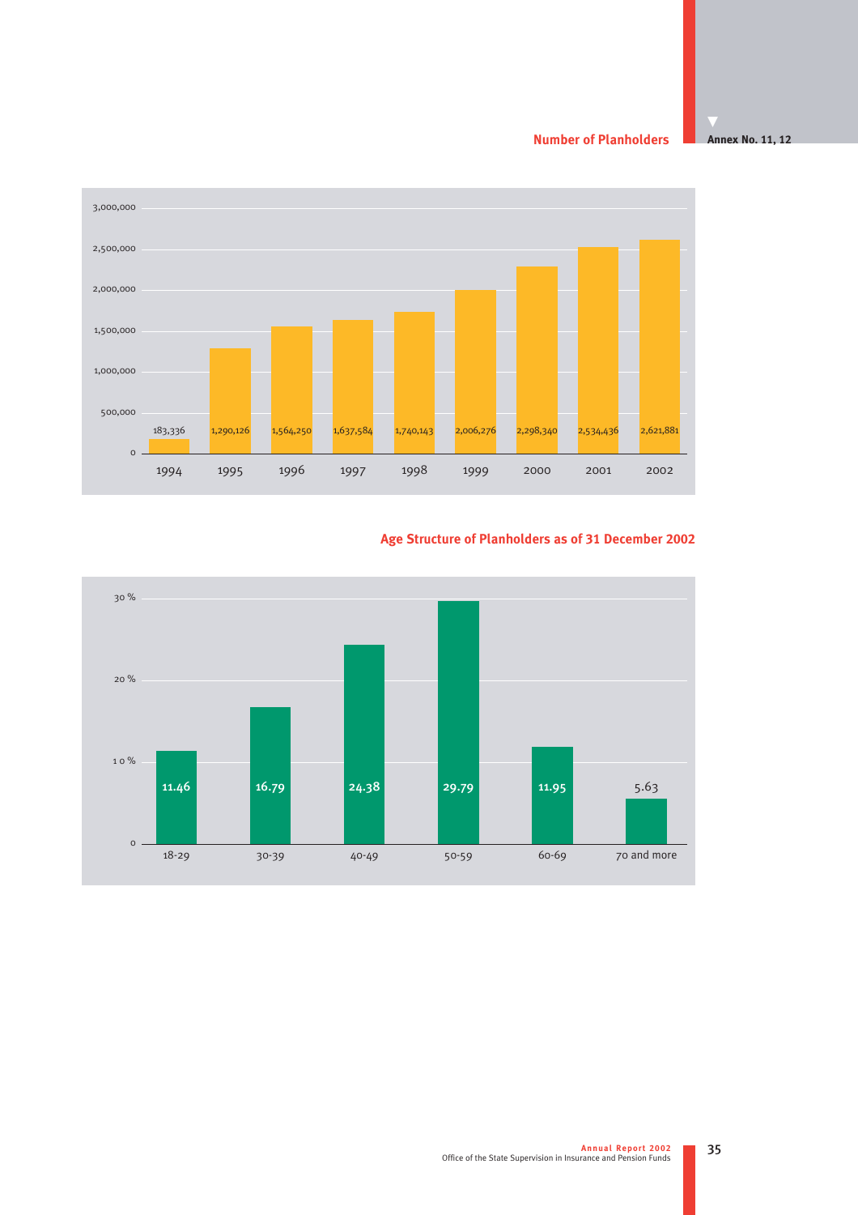Annex No. 11, 12

## Number of Planholders

| Year | Number of Planholders |
|---|---|
| 1994 | 183,336 |
| 1995 | 1,290,126 |
| 1996 | 1,564,250 |
| 1997 | 1,637,584 |
| 1998 | 1,740,143 |
| 1999 | 2,006,276 |
| 2000 | 2,298,340 |
| 2001 | 2,534,436 |
| 2002 | 2,621,881 |

## Age Structure of Planholders as of 31 December 2002

| Age | % |
|---|---|
| 18-29 | 11.46 |
| 30-39 | 16.79 |
| 40-49 | 24.38 |
| 50-59 | 29.79 |
| 60-69 | 11.95 |
| 70 and more | 5.63 |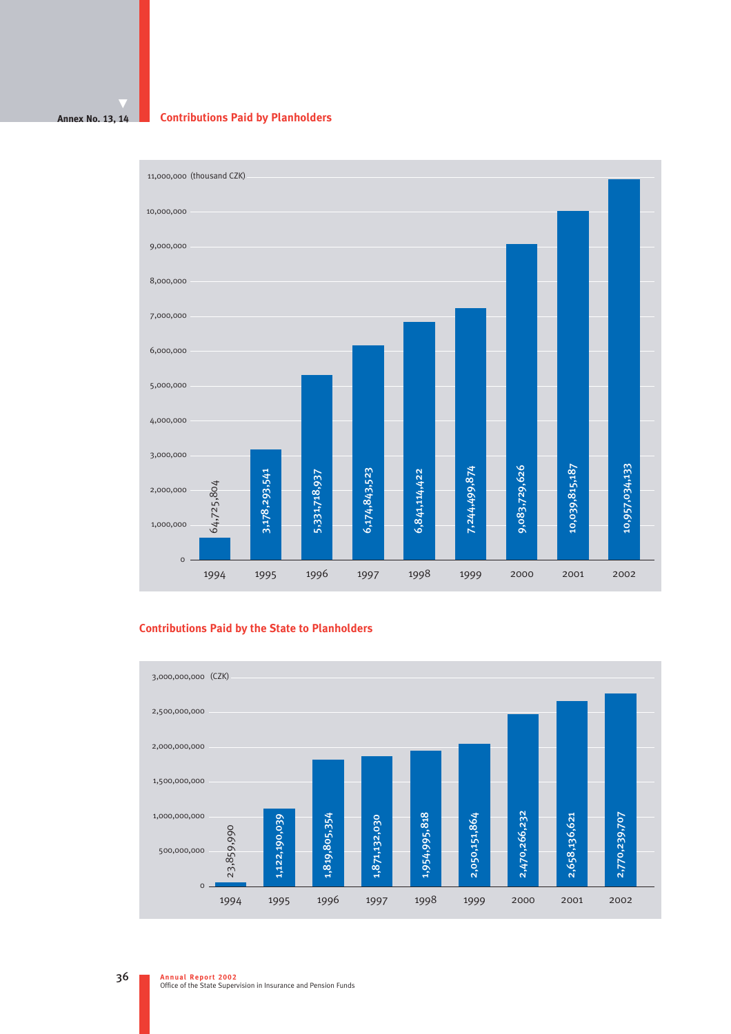Annex No. 13, 14

## Contributions Paid by Planholders

(thousand CZK)

| Year | Contributions |
| --- | --- |
| 1994 | 64,725,804 |
| 1995 | 3,178,293,541 |
| 1996 | 5,331,718,937 |
| 1997 | 6,174,843,523 |
| 1998 | 6,841,114,422 |
| 1999 | 7,244,499,874 |
| 2000 | 9,083,729,626 |
| 2001 | 10,039,815,187 |
| 2002 | 10,957,034,133 |

## Contributions Paid by the State to Planholders

(CZK)

| Year | Contributions |
| --- | --- |
| 1994 | 23,859,990 |
| 1995 | 1,122,190,039 |
| 1996 | 1,819,805,354 |
| 1997 | 1,871,132,030 |
| 1998 | 1,954,995,818 |
| 1999 | 2,050,151,864 |
| 2000 | 2,470,266,232 |
| 2001 | 2,658,136,621 |
| 2002 | 2,770,239,707 |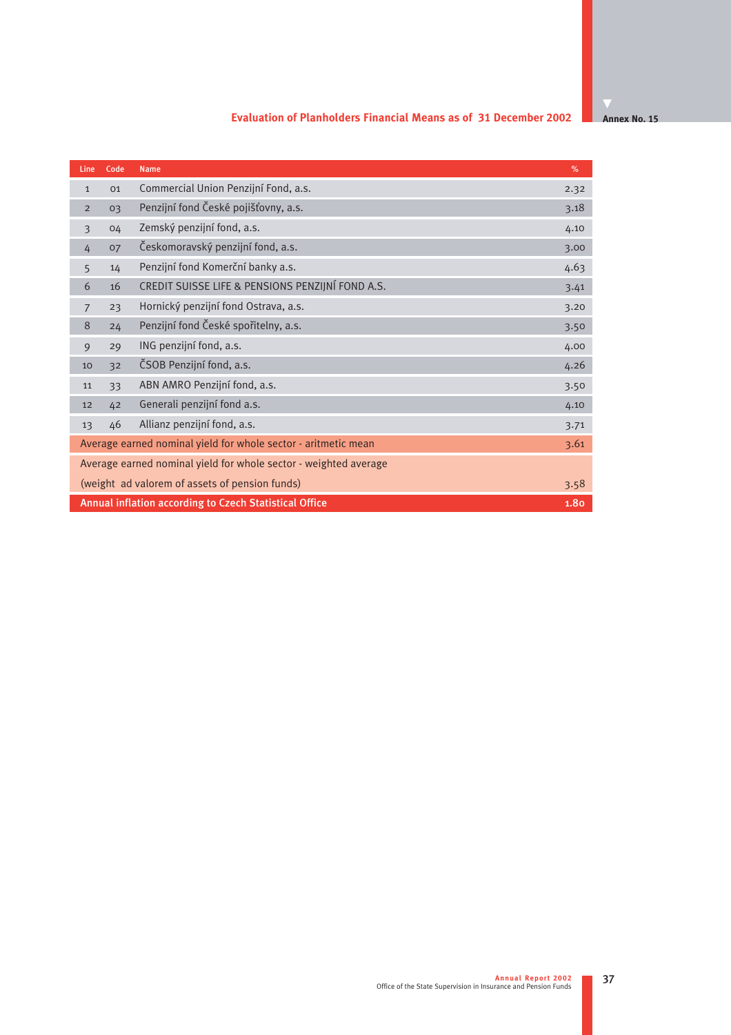Annex No. 15

## Evaluation of Planholders Financial Means as of 31 December 2002

| Line | Code | Name | % |
|---|---|---|---|
| 1 | 01 | Commercial Union Penzijní Fond, a.s. | 2.32 |
| 2 | 03 | Penzijní fond České pojišťovny, a.s. | 3.18 |
| 3 | 04 | Zemský penzijní fond, a.s. | 4.10 |
| 4 | 07 | Českomoravský penzijní fond, a.s. | 3.00 |
| 5 | 14 | Penzijní fond Komerční banky a.s. | 4.63 |
| 6 | 16 | CREDIT SUISSE LIFE & PENSIONS PENZIJNÍ FOND A.S. | 3.41 |
| 7 | 23 | Hornický penzijní fond Ostrava, a.s. | 3.20 |
| 8 | 24 | Penzijní fond České spořitelny, a.s. | 3.50 |
| 9 | 29 | ING penzijní fond, a.s. | 4.00 |
| 10 | 32 | ČSOB Penzijní fond, a.s. | 4.26 |
| 11 | 33 | ABN AMRO Penzijní fond, a.s. | 3.50 |
| 12 | 42 | Generali penzijní fond a.s. | 4.10 |
| 13 | 46 | Allianz penzijní fond, a.s. | 3.71 |
| Average earned nominal yield for whole sector - aritmetic mean | | | 3.61 |
| Average earned nominal yield for whole sector - weighted average (weight ad valorem of assets of pension funds) | | | 3.58 |
| **Annual inflation according to Czech Statistical Office** | | | **1.80** |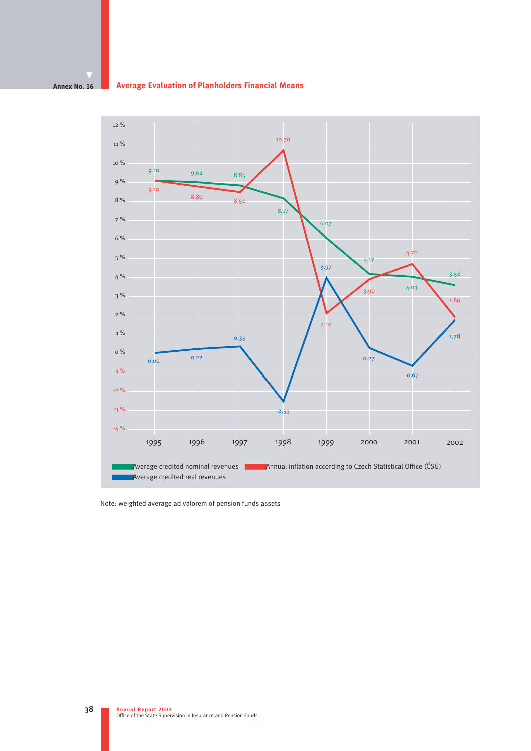Annex No. 16

## Average Evaluation of Planholders Financial Means

| Year | Average credited nominal revenues | Annual inflation according to Czech Statistical Office (ČSÚ) | Average credited real revenues |
|---|---|---|---|
| 1995 | 9.10 | 9.10 | 0.00 |
| 1996 | 9.02 | 8.80 | 0.22 |
| 1997 | 8.85 | 8.50 | 0.35 |
| 1998 | 8.17 | 10.70 | -2.53 |
| 1999 | 6.07 | 2.10 | 3.97 |
| 2000 | 4.17 | 3.90 | 0.27 |
| 2001 | 4.03 | 4.70 | -0.67 |
| 2002 | 3.58 | 1.80 | 1.78 |

Note: weighted average ad valorem of pension funds assets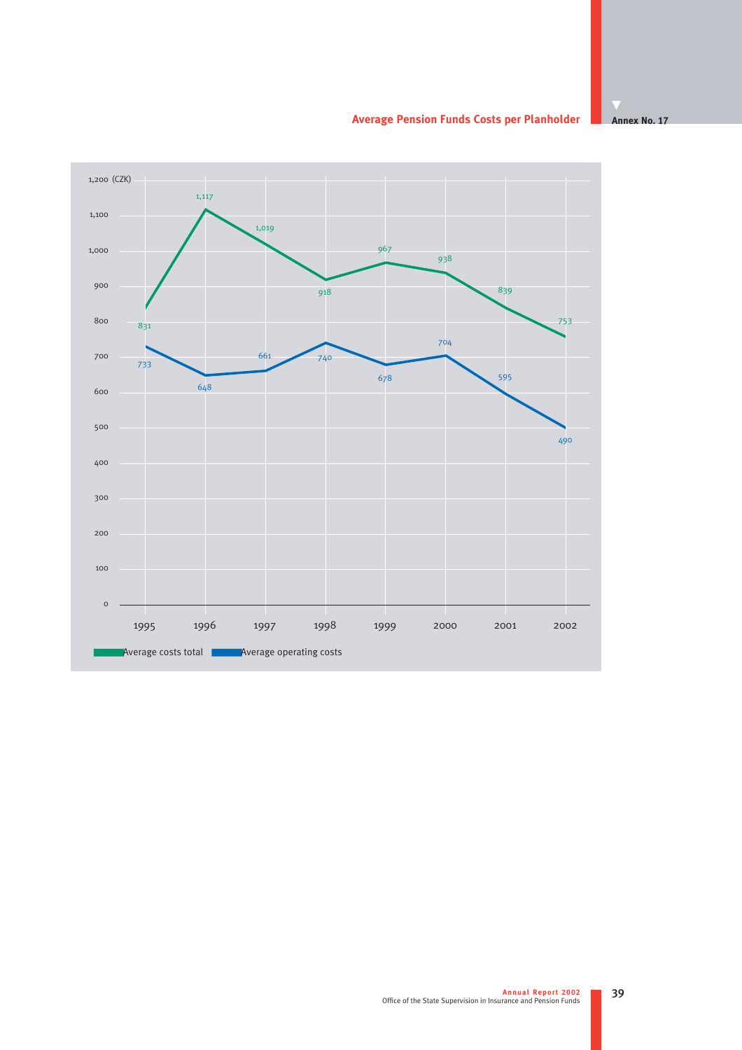# Average Pension Funds Costs per Planholder

Annex No. 17

(CZK)

| Year | Average costs total | Average operating costs |
|---|---|---|
| 1995 | 831 | 733 |
| 1996 | 1,117 | 648 |
| 1997 | 1,019 | 661 |
| 1998 | 918 | 740 |
| 1999 | 967 | 678 |
| 2000 | 938 | 704 |
| 2001 | 839 | 595 |
| 2002 | 753 | 490 |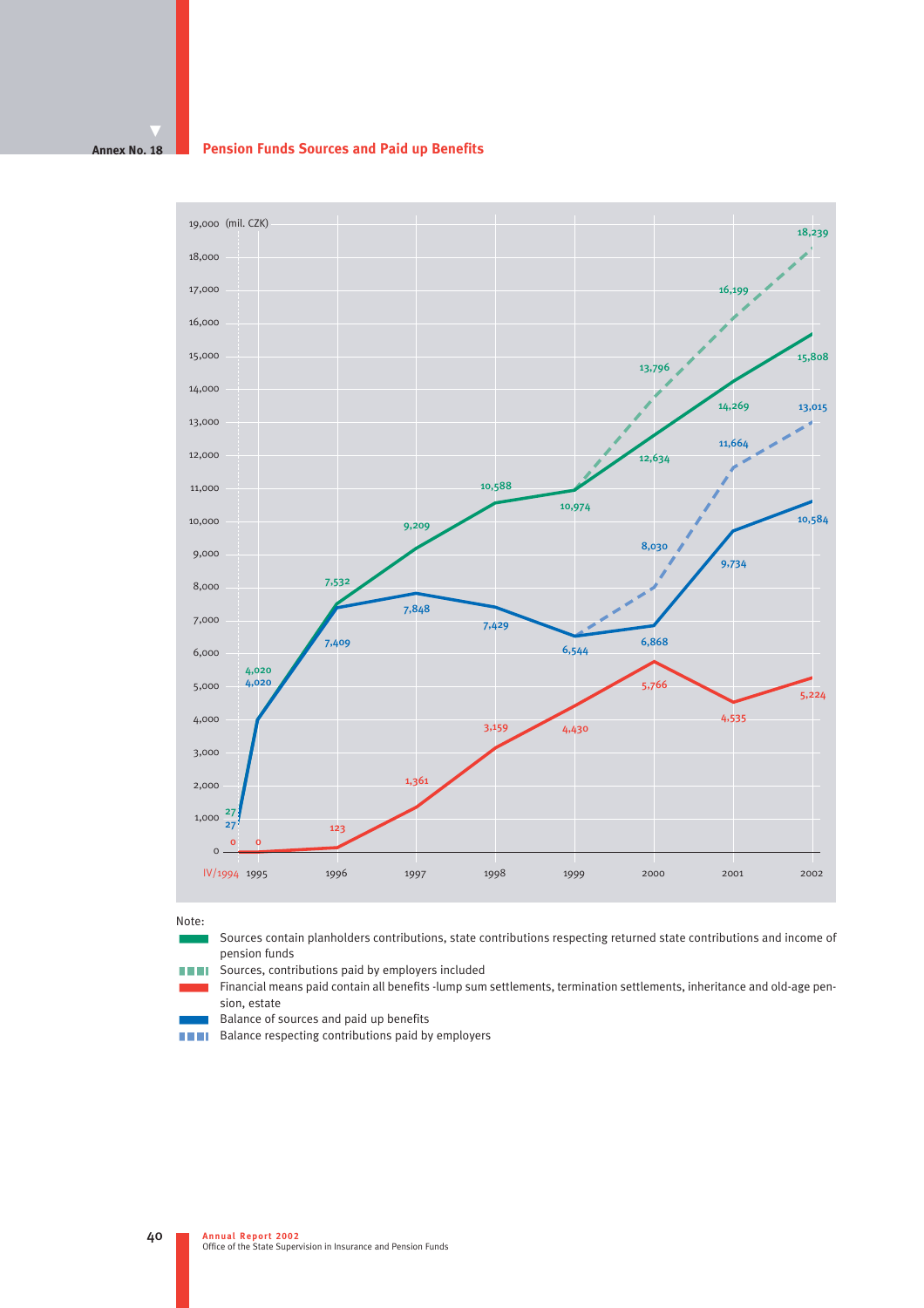Annex No. 18

## Pension Funds Sources and Paid up Benefits

(mil. CZK)

| | IV/1994 | 1995 | 1996 | 1997 | 1998 | 1999 | 2000 | 2001 | 2002 |
|---|---|---|---|---|---|---|---|---|---|
| Sources | 27 | 4,020 | 7,532 | 9,209 | 10,588 | 10,974 | 12,634 | 14,269 | 15,808 |
| Sources, contributions paid by employers included | | | | | | | 13,796 | 16,199 | 18,239 |
| Financial means paid | 0 | 0 | 123 | 1,361 | 3,159 | 4,430 | 5,766 | 4,535 | 5,224 |
| Balance of sources and paid up benefits | 27 | 4,020 | 7,409 | 7,848 | 7,429 | 6,544 | 6,868 | 9,734 | 10,584 |
| Balance respecting contributions paid by employers | | | | | | | 8,030 | 11,664 | 13,015 |

Note:

- Sources contain planholders contributions, state contributions respecting returned state contributions and income of pension funds
- Sources, contributions paid by employers included
- Financial means paid contain all benefits -lump sum settlements, termination settlements, inheritance and old-age pension, estate
- Balance of sources and paid up benefits
- Balance respecting contributions paid by employers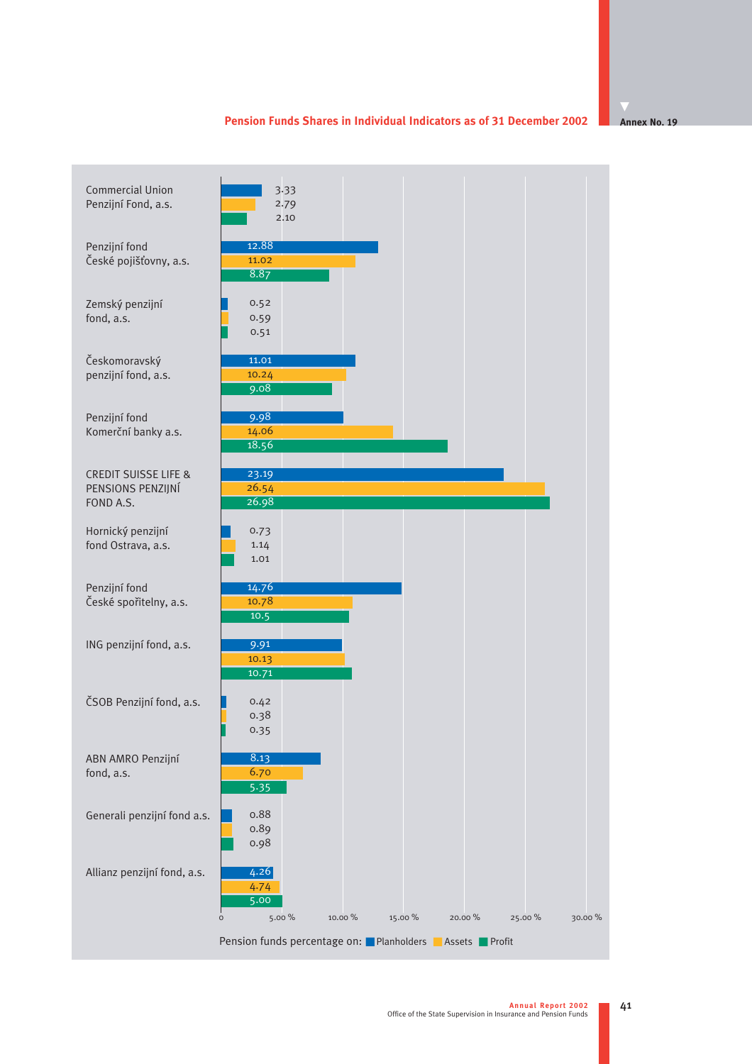## Pension Funds Shares in Individual Indicators as of 31 December 2002

**Annex No. 19**

Pension funds percentage on: Planholders, Assets, Profit

| Pension fund | Planholders (%) | Assets (%) | Profit (%) |
|---|---|---|---|
| Commercial Union Penzijní Fond, a.s. | 3.33 | 2.79 | 2.10 |
| Penzijní fond České pojišťovny, a.s. | 12.88 | 11.02 | 8.87 |
| Zemský penzijní fond, a.s. | 0.52 | 0.59 | 0.51 |
| Českomoravský penzijní fond, a.s. | 11.01 | 10.24 | 9.08 |
| Penzijní fond Komerční banky a.s. | 9.98 | 14.06 | 18.56 |
| CREDIT SUISSE LIFE & PENSIONS PENZIJNÍ FOND A.S. | 23.19 | 26.54 | 26.98 |
| Hornický penzijní fond Ostrava, a.s. | 0.73 | 1.14 | 1.01 |
| Penzijní fond České spořitelny, a.s. | 14.76 | 10.78 | 10.5 |
| ING penzijní fond, a.s. | 9.91 | 10.13 | 10.71 |
| ČSOB Penzijní fond, a.s. | 0.42 | 0.38 | 0.35 |
| ABN AMRO Penzijní fond, a.s. | 8.13 | 6.70 | 5.35 |
| Generali penzijní fond a.s. | 0.88 | 0.89 | 0.98 |
| Allianz penzijní fond, a.s. | 4.26 | 4.74 | 5.00 |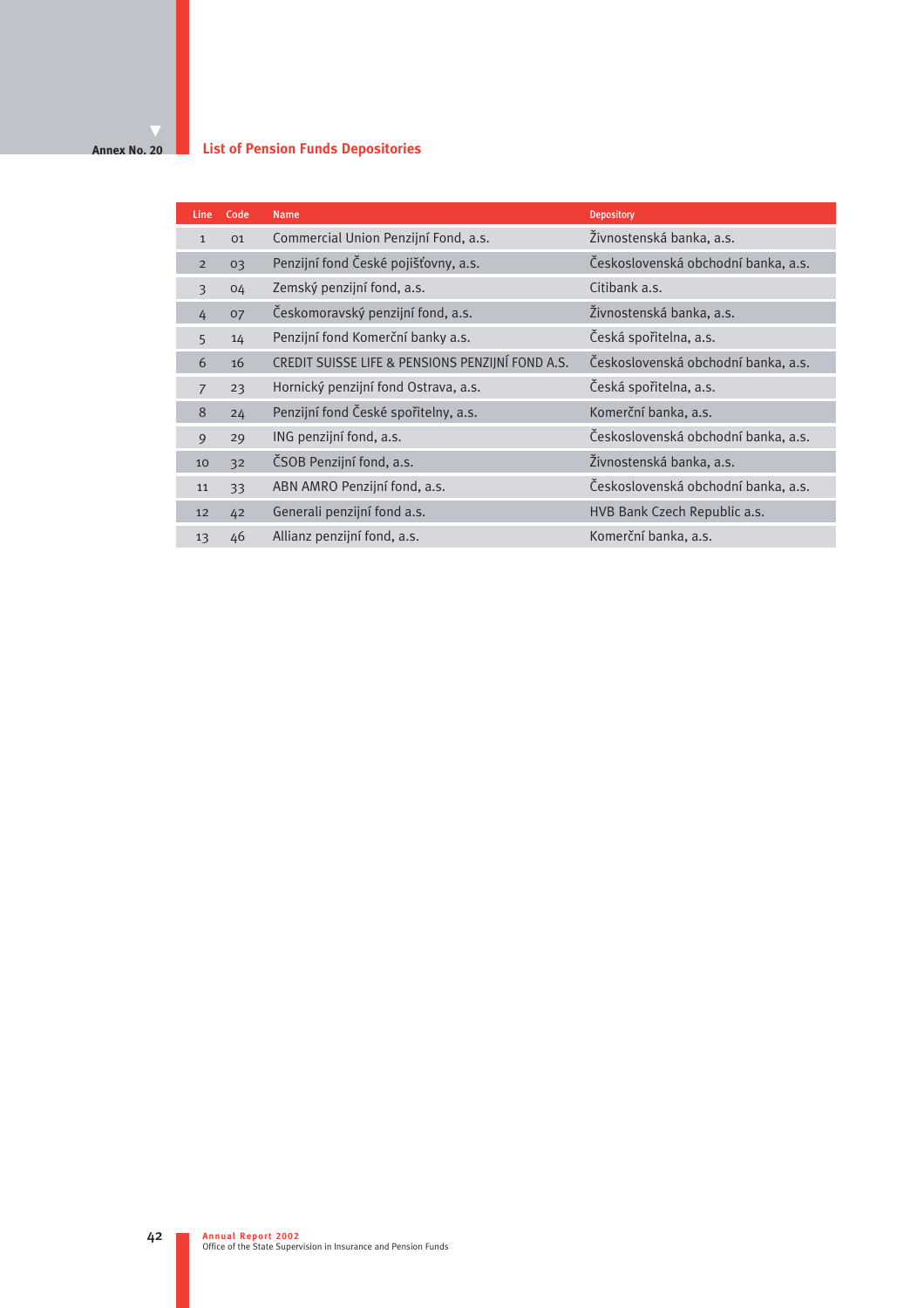Annex No. 20

## List of Pension Funds Depositories

| Line | Code | Name | Depository |
|---|---|---|---|
| 1 | 01 | Commercial Union Penzijní Fond, a.s. | Živnostenská banka, a.s. |
| 2 | 03 | Penzijní fond České pojišťovny, a.s. | Československá obchodní banka, a.s. |
| 3 | 04 | Zemský penzijní fond, a.s. | Citibank a.s. |
| 4 | 07 | Českomoravský penzijní fond, a.s. | Živnostenská banka, a.s. |
| 5 | 14 | Penzijní fond Komerční banky a.s. | Česká spořitelna, a.s. |
| 6 | 16 | CREDIT SUISSE LIFE & PENSIONS PENZIJNÍ FOND A.S. | Československá obchodní banka, a.s. |
| 7 | 23 | Hornický penzijní fond Ostrava, a.s. | Česká spořitelna, a.s. |
| 8 | 24 | Penzijní fond České spořitelny, a.s. | Komerční banka, a.s. |
| 9 | 29 | ING penzijní fond, a.s. | Československá obchodní banka, a.s. |
| 10 | 32 | ČSOB Penzijní fond, a.s. | Živnostenská banka, a.s. |
| 11 | 33 | ABN AMRO Penzijní fond, a.s. | Československá obchodní banka, a.s. |
| 12 | 42 | Generali penzijní fond a.s. | HVB Bank Czech Republic a.s. |
| 13 | 46 | Allianz penzijní fond, a.s. | Komerční banka, a.s. |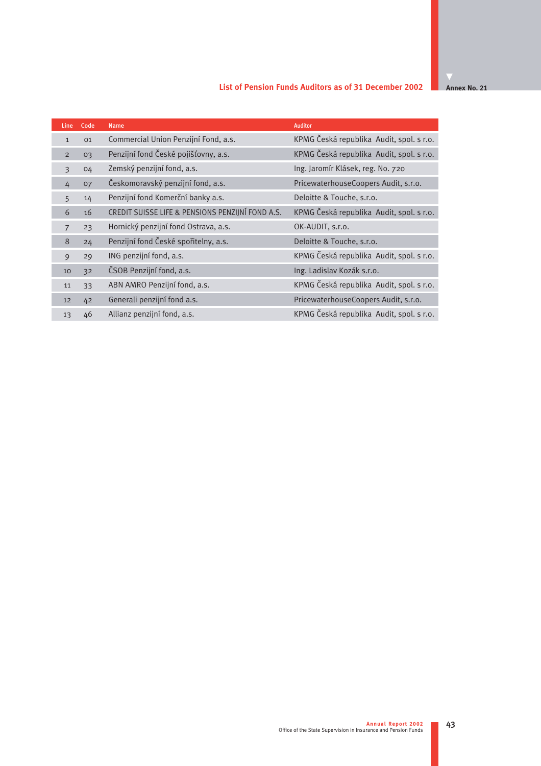## List of Pension Funds Auditors as of 31 December 2002

**Annex No. 21**

| Line | Code | Name | Auditor |
|---|---|---|---|
| 1 | 01 | Commercial Union Penzijní Fond, a.s. | KPMG Česká republika Audit, spol. s r.o. |
| 2 | 03 | Penzijní fond České pojišťovny, a.s. | KPMG Česká republika Audit, spol. s r.o. |
| 3 | 04 | Zemský penzijní fond, a.s. | Ing. Jaromír Klásek, reg. No. 720 |
| 4 | 07 | Českomoravský penzijní fond, a.s. | PricewaterhouseCoopers Audit, s.r.o. |
| 5 | 14 | Penzijní fond Komerční banky a.s. | Deloitte & Touche, s.r.o. |
| 6 | 16 | CREDIT SUISSE LIFE & PENSIONS PENZIJNÍ FOND A.S. | KPMG Česká republika Audit, spol. s r.o. |
| 7 | 23 | Hornický penzijní fond Ostrava, a.s. | OK-AUDIT, s.r.o. |
| 8 | 24 | Penzijní fond České spořitelny, a.s. | Deloitte & Touche, s.r.o. |
| 9 | 29 | ING penzijní fond, a.s. | KPMG Česká republika Audit, spol. s r.o. |
| 10 | 32 | ČSOB Penzijní fond, a.s. | Ing. Ladislav Kozák s.r.o. |
| 11 | 33 | ABN AMRO Penzijní fond, a.s. | KPMG Česká republika Audit, spol. s r.o. |
| 12 | 42 | Generali penzijní fond a.s. | PricewaterhouseCoopers Audit, s.r.o. |
| 13 | 46 | Allianz penzijní fond, a.s. | KPMG Česká republika Audit, spol. s r.o. |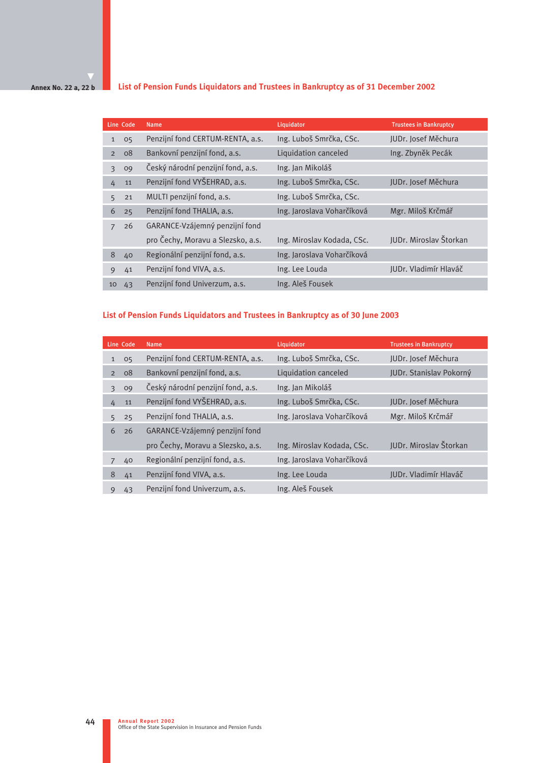Annex No. 22 a, 22 b

## List of Pension Funds Liquidators and Trustees in Bankruptcy as of 31 December 2002

| Line | Code | Name | Liquidator | Trustees in Bankruptcy |
|---|---|---|---|---|
| 1 | 05 | Penzijní fond CERTUM-RENTA, a.s. | Ing. Luboš Smrčka, CSc. | JUDr. Josef Měchura |
| 2 | 08 | Bankovní penzijní fond, a.s. | Liquidation canceled | Ing. Zbyněk Pecák |
| 3 | 09 | Český národní penzijní fond, a.s. | Ing. Jan Mikoláš | |
| 4 | 11 | Penzijní fond VYŠEHRAD, a.s. | Ing. Luboš Smrčka, CSc. | JUDr. Josef Měchura |
| 5 | 21 | MULTI penzijní fond, a.s. | Ing. Luboš Smrčka, CSc. | |
| 6 | 25 | Penzijní fond THALIA, a.s. | Ing. Jaroslava Voharčíková | Mgr. Miloš Krčmář |
| 7 | 26 | GARANCE-Vzájemný penzijní fond pro Čechy, Moravu a Slezsko, a.s. | Ing. Miroslav Kodada, CSc. | JUDr. Miroslav Štorkan |
| 8 | 40 | Regionální penzijní fond, a.s. | Ing. Jaroslava Voharčíková | |
| 9 | 41 | Penzijní fond VIVA, a.s. | Ing. Lee Louda | JUDr. Vladimír Hlaváč |
| 10 | 43 | Penzijní fond Univerzum, a.s. | Ing. Aleš Fousek | |

## List of Pension Funds Liquidators and Trustees in Bankruptcy as of 30 June 2003

| Line | Code | Name | Liquidator | Trustees in Bankruptcy |
|---|---|---|---|---|
| 1 | 05 | Penzijní fond CERTUM-RENTA, a.s. | Ing. Luboš Smrčka, CSc. | JUDr. Josef Měchura |
| 2 | 08 | Bankovní penzijní fond, a.s. | Liquidation canceled | JUDr. Stanislav Pokorný |
| 3 | 09 | Český národní penzijní fond, a.s. | Ing. Jan Mikoláš | |
| 4 | 11 | Penzijní fond VYŠEHRAD, a.s. | Ing. Luboš Smrčka, CSc. | JUDr. Josef Měchura |
| 5 | 25 | Penzijní fond THALIA, a.s. | Ing. Jaroslava Voharčíková | Mgr. Miloš Krčmář |
| 6 | 26 | GARANCE-Vzájemný penzijní fond pro Čechy, Moravu a Slezsko, a.s. | Ing. Miroslav Kodada, CSc. | JUDr. Miroslav Štorkan |
| 7 | 40 | Regionální penzijní fond, a.s. | Ing. Jaroslava Voharčíková | |
| 8 | 41 | Penzijní fond VIVA, a.s. | Ing. Lee Louda | JUDr. Vladimír Hlaváč |
| 9 | 43 | Penzijní fond Univerzum, a.s. | Ing. Aleš Fousek | |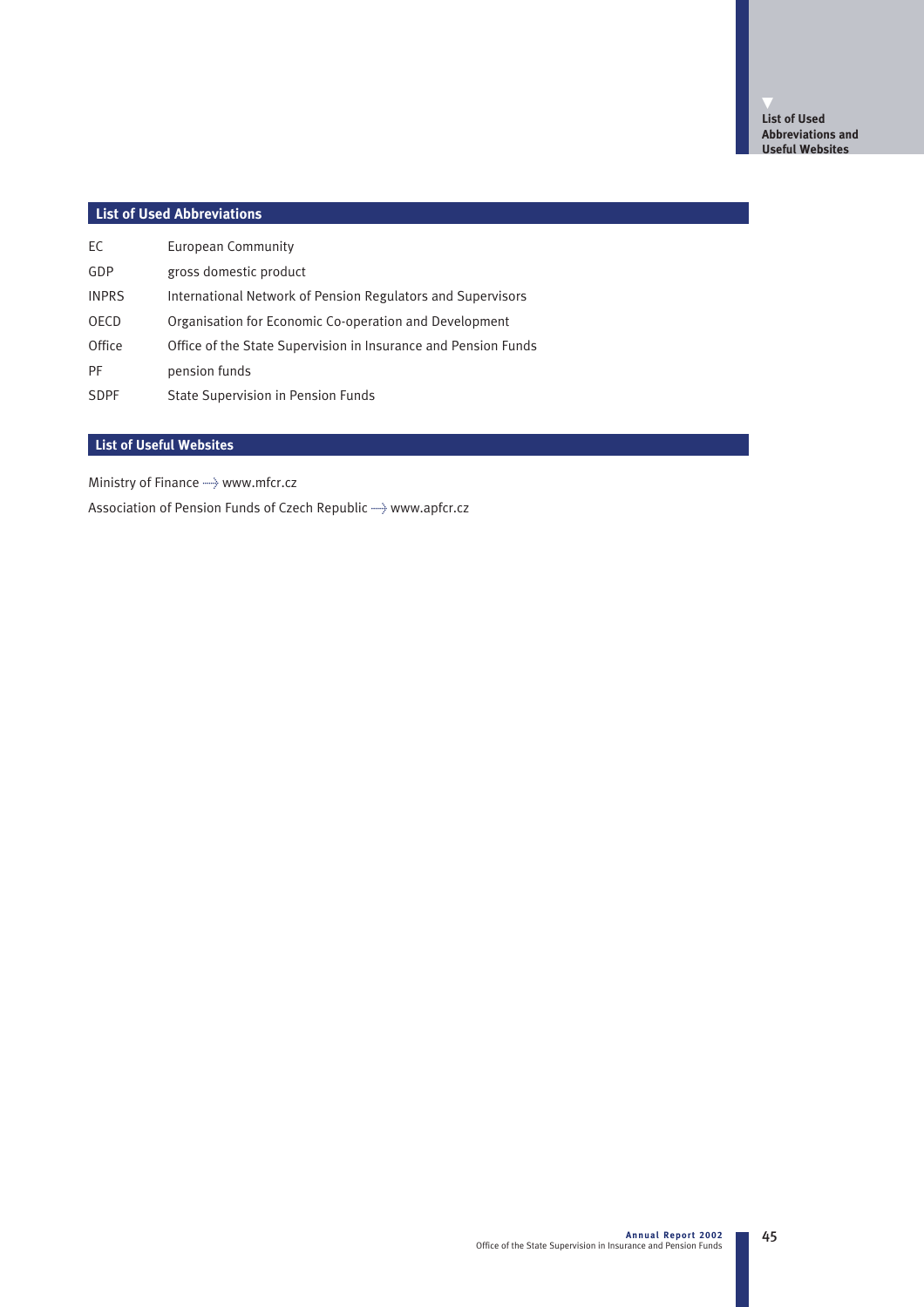## List of Used Abbreviations

| | |
|---|---|
| EC | European Community |
| GDP | gross domestic product |
| INPRS | International Network of Pension Regulators and Supervisors |
| OECD | Organisation for Economic Co-operation and Development |
| Office | Office of the State Supervision in Insurance and Pension Funds |
| PF | pension funds |
| SDPF | State Supervision in Pension Funds |

## List of Useful Websites

Ministry of Finance → www.mfcr.cz

Association of Pension Funds of Czech Republic → www.apfcr.cz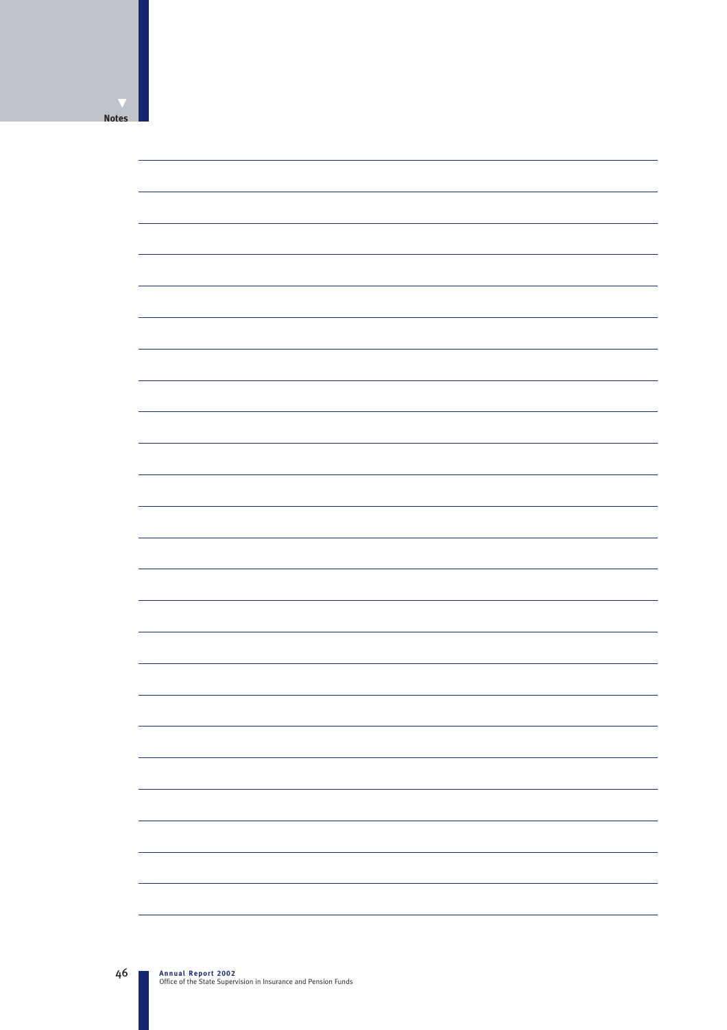# Notes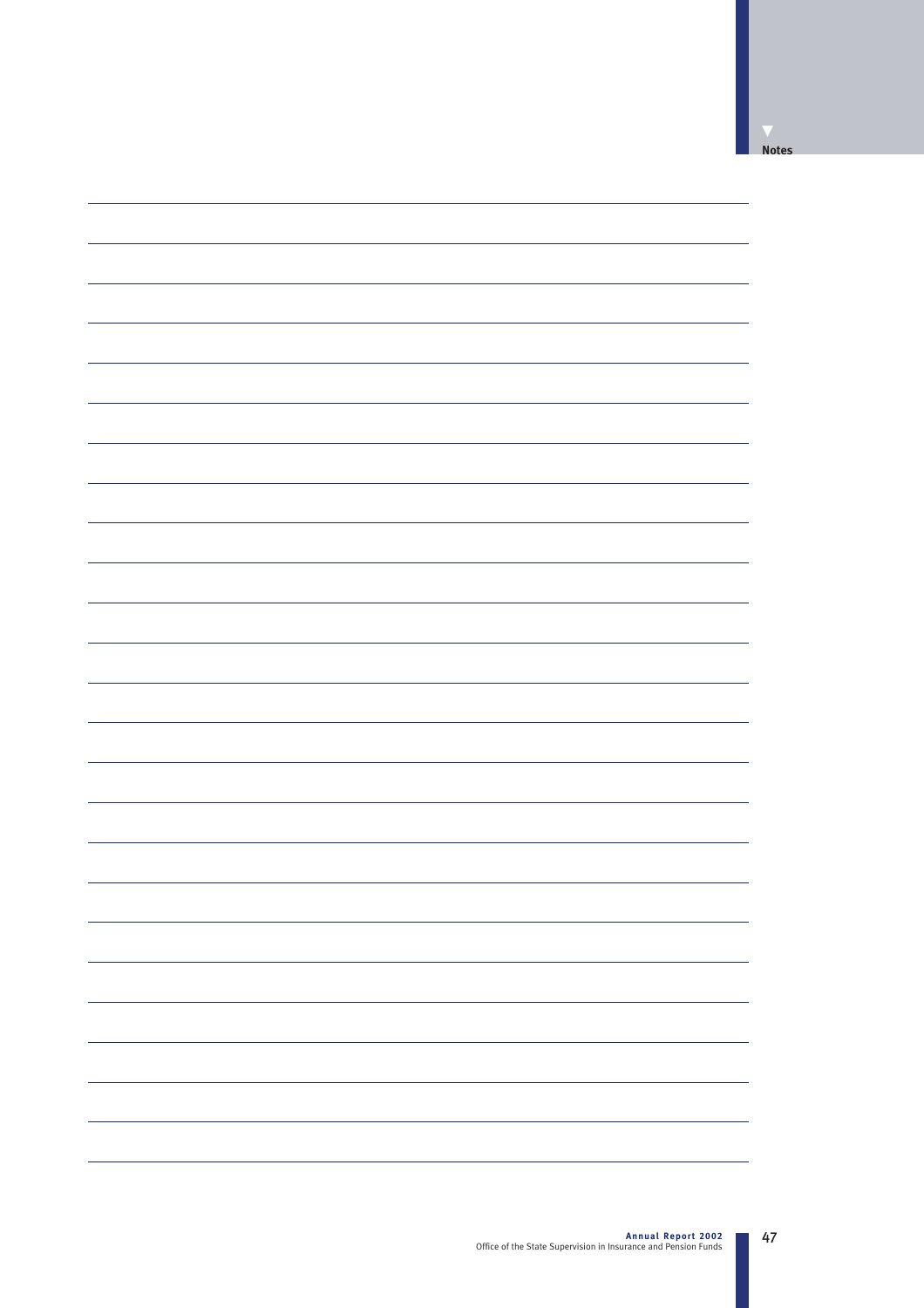# Notes